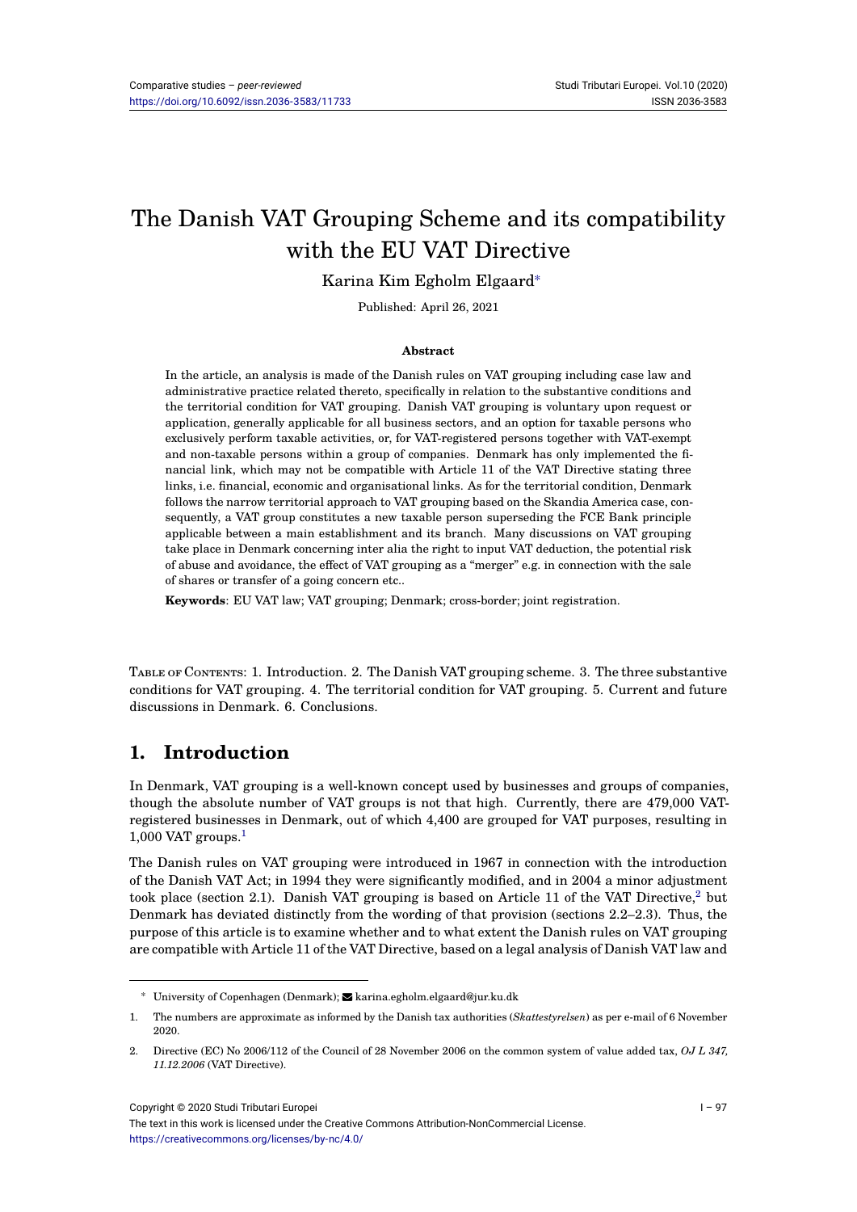# The Danish VAT Grouping Scheme and its compatibility with the EU VAT Directive

Karina Kim Egholm Elgaard[*]

Published: April 26, 2021

**Abstract**

In the article, an analysis is made of the Danish rules on VAT grouping including case law and administrative practice related thereto, specifically in relation to the substantive conditions and the territorial condition for VAT grouping. Danish VAT grouping is voluntary upon request or application, generally applicable for all business sectors, and an option for taxable persons who exclusively perform taxable activities, or, for VAT-registered persons together with VAT-exempt and non-taxable persons within a group of companies. Denmark has only implemented the financial link, which may not be compatible with Article 11 of the VAT Directive stating three links, i.e. financial, economic and organisational links. As for the territorial condition, Denmark follows the narrow territorial approach to VAT grouping based on the Skandia America case, consequently, a VAT group constitutes a new taxable person superseding the FCE Bank principle applicable between a main establishment and its branch. Many discussions on VAT grouping take place in Denmark concerning inter alia the right to input VAT deduction, the potential risk of abuse and avoidance, the effect of VAT grouping as a "merger" e.g. in connection with the sale of shares or transfer of a going concern etc..

**Keywords**: EU VAT law; VAT grouping; Denmark; cross-border; joint registration.

Table of Contents: 1. Introduction. 2. The Danish VAT grouping scheme. 3. The three substantive conditions for VAT grouping. 4. The territorial condition for VAT grouping. 5. Current and future discussions in Denmark. 6. Conclusions.

## 1. Introduction

In Denmark, VAT grouping is a well-known concept used by businesses and groups of companies, though the absolute number of VAT groups is not that high. Currently, there are 479,000 VAT-registered businesses in Denmark, out of which 4,400 are grouped for VAT purposes, resulting in 1,000 VAT groups.[1]

The Danish rules on VAT grouping were introduced in 1967 in connection with the introduction of the Danish VAT Act; in 1994 they were significantly modified, and in 2004 a minor adjustment took place (section 2.1). Danish VAT grouping is based on Article 11 of the VAT Directive,[2] but Denmark has deviated distinctly from the wording of that provision (sections 2.2–2.3). Thus, the purpose of this article is to examine whether and to what extent the Danish rules on VAT grouping are compatible with Article 11 of the VAT Directive, based on a legal analysis of Danish VAT law and

---

[*] University of Copenhagen (Denmark); karina.egholm.elgaard@jur.ku.dk

1. The numbers are approximate as informed by the Danish tax authorities (*Skattestyrelsen*) as per e-mail of 6 November 2020.

2. Directive (EC) No 2006/112 of the Council of 28 November 2006 on the common system of value added tax, *OJ L 347, 11.12.2006* (VAT Directive).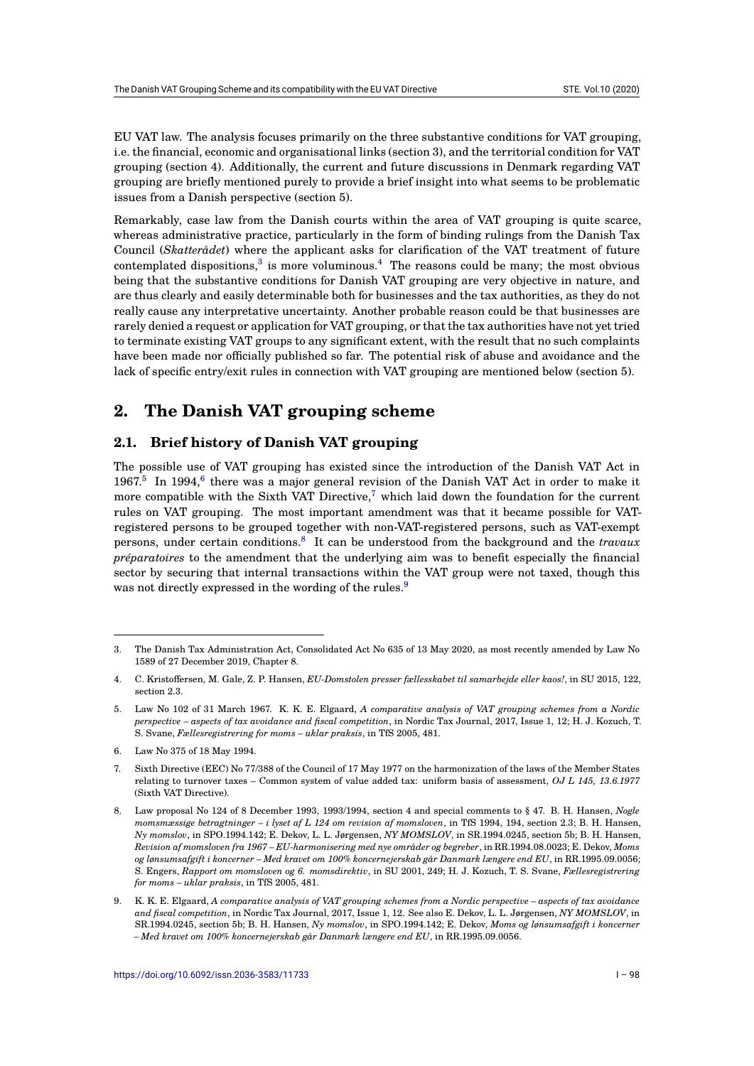EU VAT law. The analysis focuses primarily on the three substantive conditions for VAT grouping, i.e. the financial, economic and organisational links (section 3), and the territorial condition for VAT grouping (section 4). Additionally, the current and future discussions in Denmark regarding VAT grouping are briefly mentioned purely to provide a brief insight into what seems to be problematic issues from a Danish perspective (section 5).

Remarkably, case law from the Danish courts within the area of VAT grouping is quite scarce, whereas administrative practice, particularly in the form of binding rulings from the Danish Tax Council (*Skatterådet*) where the applicant asks for clarification of the VAT treatment of future contemplated dispositions,[3] is more voluminous.[4] The reasons could be many; the most obvious being that the substantive conditions for Danish VAT grouping are very objective in nature, and are thus clearly and easily determinable both for businesses and the tax authorities, as they do not really cause any interpretative uncertainty. Another probable reason could be that businesses are rarely denied a request or application for VAT grouping, or that the tax authorities have not yet tried to terminate existing VAT groups to any significant extent, with the result that no such complaints have been made nor officially published so far. The potential risk of abuse and avoidance and the lack of specific entry/exit rules in connection with VAT grouping are mentioned below (section 5).

## 2. The Danish VAT grouping scheme

### 2.1. Brief history of Danish VAT grouping

The possible use of VAT grouping has existed since the introduction of the Danish VAT Act in 1967.[5] In 1994,[6] there was a major general revision of the Danish VAT Act in order to make it more compatible with the Sixth VAT Directive,[7] which laid down the foundation for the current rules on VAT grouping. The most important amendment was that it became possible for VAT-registered persons to be grouped together with non-VAT-registered persons, such as VAT-exempt persons, under certain conditions.[8] It can be understood from the background and the *travaux préparatoires* to the amendment that the underlying aim was to benefit especially the financial sector by securing that internal transactions within the VAT group were not taxed, though this was not directly expressed in the wording of the rules.[9]

---

3. The Danish Tax Administration Act, Consolidated Act No 635 of 13 May 2020, as most recently amended by Law No 1589 of 27 December 2019, Chapter 8.

4. C. Kristoffersen, M. Gale, Z. P. Hansen, *EU-Domstolen presser fællesskabet til samarbejde eller kaos!*, in SU 2015, 122, section 2.3.

5. Law No 102 of 31 March 1967. K. K. E. Elgaard, *A comparative analysis of VAT grouping schemes from a Nordic perspective – aspects of tax avoidance and fiscal competition*, in Nordic Tax Journal, 2017, Issue 1, 12; H. J. Kozuch, T. S. Svane, *Fællesregistrering for moms – uklar praksis*, in TfS 2005, 481.

6. Law No 375 of 18 May 1994.

7. Sixth Directive (EEC) No 77/388 of the Council of 17 May 1977 on the harmonization of the laws of the Member States relating to turnover taxes – Common system of value added tax: uniform basis of assessment, *OJ L 145, 13.6.1977* (Sixth VAT Directive).

8. Law proposal No 124 of 8 December 1993, 1993/1994, section 4 and special comments to § 47. B. H. Hansen, *Nogle momsmæssige betragtninger – i lyset af L 124 om revision af momsloven*, in TfS 1994, 194, section 2.3; B. H. Hansen, *Ny momslov*, in SPO.1994.142; E. Dekov, L. L. Jørgensen, *NY MOMSLOV*, in SR.1994.0245, section 5b; B. H. Hansen, *Revision af momsloven fra 1967 – EU-harmonisering med nye områder og begreber*, in RR.1994.08.0023; E. Dekov, *Moms og lønsumsafgift i koncerner – Med kravet om 100% koncernejerskab går Danmark længere end EU*, in RR.1995.09.0056; S. Engers, *Rapport om momsloven og 6. momsdirektiv*, in SU 2001, 249; H. J. Kozuch, T. S. Svane, *Fællesregistrering for moms – uklar praksis*, in TfS 2005, 481.

9. K. K. E. Elgaard, *A comparative analysis of VAT grouping schemes from a Nordic perspective – aspects of tax avoidance and fiscal competition*, in Nordic Tax Journal, 2017, Issue 1, 12. See also E. Dekov, L. L. Jørgensen, *NY MOMSLOV*, in SR.1994.0245, section 5b; B. H. Hansen, *Ny momslov*, in SPO.1994.142; E. Dekov, *Moms og lønsumsafgift i koncerner – Med kravet om 100% koncernejerskab går Danmark længere end EU*, in RR.1995.09.0056.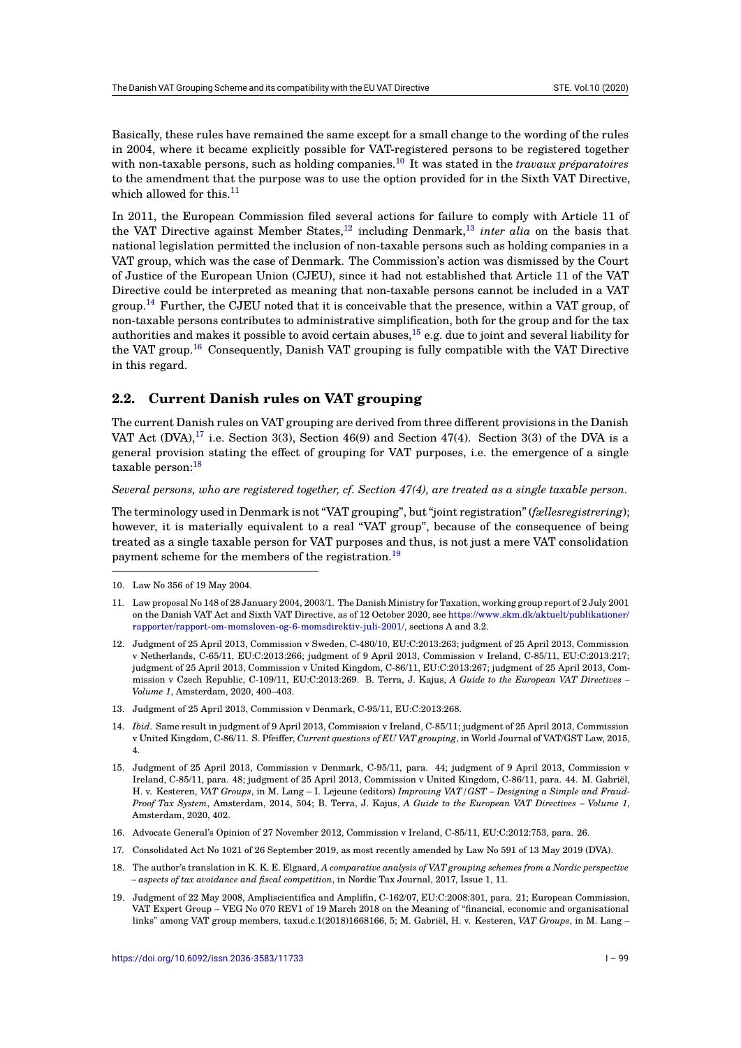Basically, these rules have remained the same except for a small change to the wording of the rules in 2004, where it became explicitly possible for VAT-registered persons to be registered together with non-taxable persons, such as holding companies.[10] It was stated in the *travaux préparatoires* to the amendment that the purpose was to use the option provided for in the Sixth VAT Directive, which allowed for this.[11]

In 2011, the European Commission filed several actions for failure to comply with Article 11 of the VAT Directive against Member States,[12] including Denmark,[13] *inter alia* on the basis that national legislation permitted the inclusion of non-taxable persons such as holding companies in a VAT group, which was the case of Denmark. The Commission's action was dismissed by the Court of Justice of the European Union (CJEU), since it had not established that Article 11 of the VAT Directive could be interpreted as meaning that non-taxable persons cannot be included in a VAT group.[14] Further, the CJEU noted that it is conceivable that the presence, within a VAT group, of non-taxable persons contributes to administrative simplification, both for the group and for the tax authorities and makes it possible to avoid certain abuses,[15] e.g. due to joint and several liability for the VAT group.[16] Consequently, Danish VAT grouping is fully compatible with the VAT Directive in this regard.

## 2.2. Current Danish rules on VAT grouping

The current Danish rules on VAT grouping are derived from three different provisions in the Danish VAT Act (DVA),[17] i.e. Section 3(3), Section 46(9) and Section 47(4). Section 3(3) of the DVA is a general provision stating the effect of grouping for VAT purposes, i.e. the emergence of a single taxable person:[18]

*Several persons, who are registered together, cf. Section 47(4), are treated as a single taxable person.*

The terminology used in Denmark is not "VAT grouping", but "joint registration" (*fællesregistrering*); however, it is materially equivalent to a real "VAT group", because of the consequence of being treated as a single taxable person for VAT purposes and thus, is not just a mere VAT consolidation payment scheme for the members of the registration.[19]

---

10. Law No 356 of 19 May 2004.

11. Law proposal No 148 of 28 January 2004, 2003/1. The Danish Ministry for Taxation, working group report of 2 July 2001 on the Danish VAT Act and Sixth VAT Directive, as of 12 October 2020, see https://www.skm.dk/aktuelt/publikationer/rapporter/rapport-om-momsloven-og-6-momsdirektiv-juli-2001/, sections A and 3.2.

12. Judgment of 25 April 2013, Commission v Sweden, C-480/10, EU:C:2013:263; judgment of 25 April 2013, Commission v Netherlands, C-65/11, EU:C:2013:266; judgment of 9 April 2013, Commission v Ireland, C-85/11, EU:C:2013:217; judgment of 25 April 2013, Commission v United Kingdom, C-86/11, EU:C:2013:267; judgment of 25 April 2013, Commission v Czech Republic, C-109/11, EU:C:2013:269. B. Terra, J. Kajus, *A Guide to the European VAT Directives – Volume 1*, Amsterdam, 2020, 400–403.

13. Judgment of 25 April 2013, Commission v Denmark, C-95/11, EU:C:2013:268.

14. *Ibid*. Same result in judgment of 9 April 2013, Commission v Ireland, C-85/11; judgment of 25 April 2013, Commission v United Kingdom, C-86/11. S. Pfeiffer, *Current questions of EU VAT grouping*, in World Journal of VAT/GST Law, 2015, 4.

15. Judgment of 25 April 2013, Commission v Denmark, C-95/11, para. 44; judgment of 9 April 2013, Commission v Ireland, C-85/11, para. 48; judgment of 25 April 2013, Commission v United Kingdom, C-86/11, para. 44. M. Gabriël, H. v. Kesteren, *VAT Groups*, in M. Lang – I. Lejeune (editors) *Improving VAT/GST – Designing a Simple and Fraud-Proof Tax System*, Amsterdam, 2014, 504; B. Terra, J. Kajus, *A Guide to the European VAT Directives – Volume 1*, Amsterdam, 2020, 402.

16. Advocate General's Opinion of 27 November 2012, Commission v Ireland, C-85/11, EU:C:2012:753, para. 26.

17. Consolidated Act No 1021 of 26 September 2019, as most recently amended by Law No 591 of 13 May 2019 (DVA).

18. The author's translation in K. K. E. Elgaard, *A comparative analysis of VAT grouping schemes from a Nordic perspective – aspects of tax avoidance and fiscal competition*, in Nordic Tax Journal, 2017, Issue 1, 11.

19. Judgment of 22 May 2008, Ampliscientifica and Amplifin, C-162/07, EU:C:2008:301, para. 21; European Commission, VAT Expert Group – VEG No 070 REV1 of 19 March 2018 on the Meaning of "financial, economic and organisational links" among VAT group members, taxud.c.1(2018)1668166, 5; M. Gabriël, H. v. Kesteren, *VAT Groups*, in M. Lang –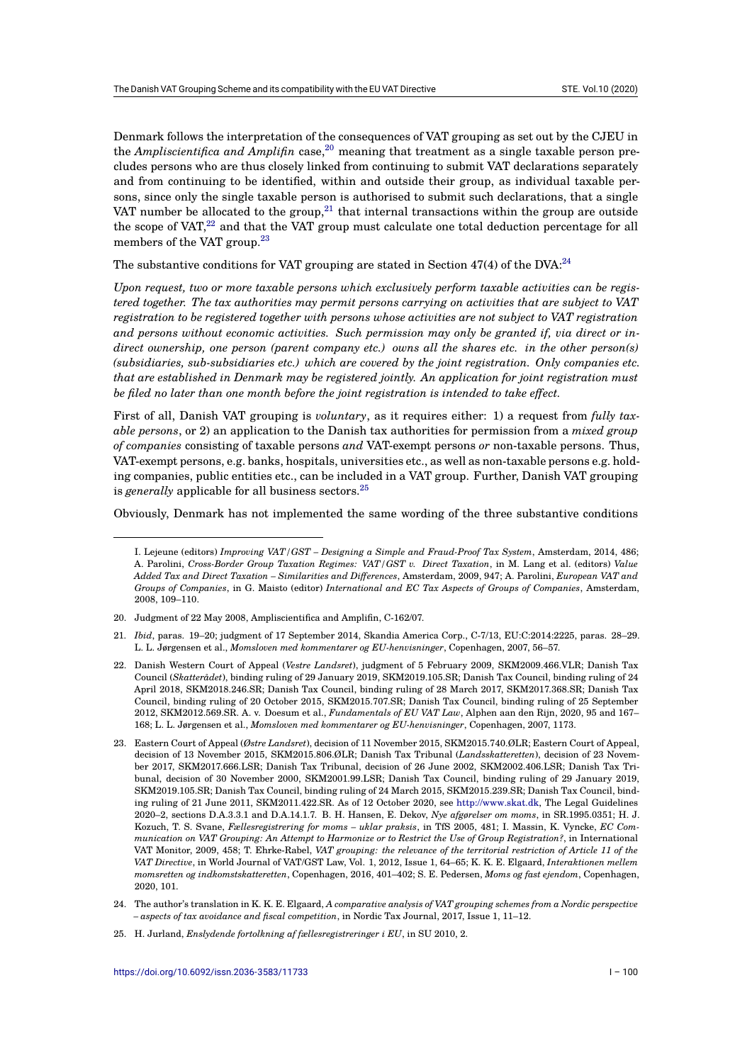Denmark follows the interpretation of the consequences of VAT grouping as set out by the CJEU in the *Ampliscientifica and Amplifin* case,[20] meaning that treatment as a single taxable person precludes persons who are thus closely linked from continuing to submit VAT declarations separately and from continuing to be identified, within and outside their group, as individual taxable persons, since only the single taxable person is authorised to submit such declarations, that a single VAT number be allocated to the group,[21] that internal transactions within the group are outside the scope of VAT,[22] and that the VAT group must calculate one total deduction percentage for all members of the VAT group.[23]

The substantive conditions for VAT grouping are stated in Section 47(4) of the DVA:[24]

*Upon request, two or more taxable persons which exclusively perform taxable activities can be registered together. The tax authorities may permit persons carrying on activities that are subject to VAT registration to be registered together with persons whose activities are not subject to VAT registration and persons without economic activities. Such permission may only be granted if, via direct or indirect ownership, one person (parent company etc.) owns all the shares etc. in the other person(s) (subsidiaries, sub-subsidiaries etc.) which are covered by the joint registration. Only companies etc. that are established in Denmark may be registered jointly. An application for joint registration must be filed no later than one month before the joint registration is intended to take effect.*

First of all, Danish VAT grouping is *voluntary*, as it requires either: 1) a request from *fully taxable persons*, or 2) an application to the Danish tax authorities for permission from a *mixed group of companies* consisting of taxable persons *and* VAT-exempt persons *or* non-taxable persons. Thus, VAT-exempt persons, e.g. banks, hospitals, universities etc., as well as non-taxable persons e.g. holding companies, public entities etc., can be included in a VAT group. Further, Danish VAT grouping is *generally* applicable for all business sectors.[25]

Obviously, Denmark has not implemented the same wording of the three substantive conditions

---

I. Lejeune (editors) *Improving VAT/GST – Designing a Simple and Fraud-Proof Tax System*, Amsterdam, 2014, 486; A. Parolini, *Cross-Border Group Taxation Regimes: VAT/GST v. Direct Taxation*, in M. Lang et al. (editors) *Value Added Tax and Direct Taxation – Similarities and Differences*, Amsterdam, 2009, 947; A. Parolini, *European VAT and Groups of Companies*, in G. Maisto (editor) *International and EC Tax Aspects of Groups of Companies*, Amsterdam, 2008, 109–110.

20. Judgment of 22 May 2008, Ampliscientifica and Amplifin, C-162/07.

21. *Ibid*, paras. 19–20; judgment of 17 September 2014, Skandia America Corp., C-7/13, EU:C:2014:2225, paras. 28–29. L. L. Jørgensen et al., *Momsloven med kommentarer og EU-henvisninger*, Copenhagen, 2007, 56–57.

22. Danish Western Court of Appeal (*Vestre Landsret*), judgment of 5 February 2009, SKM2009.466.VLR; Danish Tax Council (*Skatterådet*), binding ruling of 29 January 2019, SKM2019.105.SR; Danish Tax Council, binding ruling of 24 April 2018, SKM2018.246.SR; Danish Tax Council, binding ruling of 28 March 2017, SKM2017.368.SR; Danish Tax Council, binding ruling of 20 October 2015, SKM2015.707.SR; Danish Tax Council, binding ruling of 25 September 2012, SKM2012.569.SR. A. v. Doesum et al., *Fundamentals of EU VAT Law*, Alphen aan den Rijn, 2020, 95 and 167–168; L. L. Jørgensen et al., *Momsloven med kommentarer og EU-henvisninger*, Copenhagen, 2007, 1173.

23. Eastern Court of Appeal (*Østre Landsret*), decision of 11 November 2015, SKM2015.740.ØLR; Eastern Court of Appeal, decision of 13 November 2015, SKM2015.806.ØLR; Danish Tax Tribunal (*Landsskatteretten*), decision of 23 November 2017, SKM2017.666.LSR; Danish Tax Tribunal, decision of 26 June 2002, SKM2002.406.LSR; Danish Tax Tribunal, decision of 30 November 2000, SKM2001.99.LSR; Danish Tax Council, binding ruling of 29 January 2019, SKM2019.105.SR; Danish Tax Council, binding ruling of 24 March 2015, SKM2015.239.SR; Danish Tax Council, binding ruling of 21 June 2011, SKM2011.422.SR. As of 12 October 2020, see http://www.skat.dk, The Legal Guidelines 2020–2, sections D.A.3.3.1 and D.A.14.1.7. B. H. Hansen, E. Dekov, *Nye afgørelser om moms*, in SR.1995.0351; H. J. Kozuch, T. S. Svane, *Fællesregistrering for moms – uklar praksis*, in TfS 2005, 481; I. Massin, K. Vyncke, *EC Communication on VAT Grouping: An Attempt to Harmonize or to Restrict the Use of Group Registration?*, in International VAT Monitor, 2009, 458; T. Ehrke-Rabel, *VAT grouping: the relevance of the territorial restriction of Article 11 of the VAT Directive*, in World Journal of VAT/GST Law, Vol. 1, 2012, Issue 1, 64–65; K. K. E. Elgaard, *Interaktionen mellem momsretten og indkomstskatteretten*, Copenhagen, 2016, 401–402; S. E. Pedersen, *Moms og fast ejendom*, Copenhagen, 2020, 101.

24. The author's translation in K. K. E. Elgaard, *A comparative analysis of VAT grouping schemes from a Nordic perspective – aspects of tax avoidance and fiscal competition*, in Nordic Tax Journal, 2017, Issue 1, 11–12.

25. H. Jurland, *Enslydende fortolkning af fællesregistreringer i EU*, in SU 2010, 2.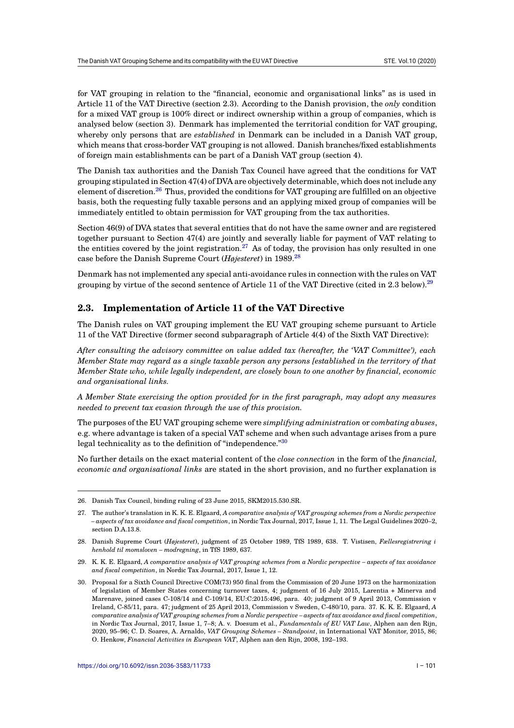for VAT grouping in relation to the "financial, economic and organisational links" as is used in Article 11 of the VAT Directive (section 2.3). According to the Danish provision, the *only* condition for a mixed VAT group is 100% direct or indirect ownership within a group of companies, which is analysed below (section 3). Denmark has implemented the territorial condition for VAT grouping, whereby only persons that are *established* in Denmark can be included in a Danish VAT group, which means that cross-border VAT grouping is not allowed. Danish branches/fixed establishments of foreign main establishments can be part of a Danish VAT group (section 4).

The Danish tax authorities and the Danish Tax Council have agreed that the conditions for VAT grouping stipulated in Section 47(4) of DVA are objectively determinable, which does not include any element of discretion.[26] Thus, provided the conditions for VAT grouping are fulfilled on an objective basis, both the requesting fully taxable persons and an applying mixed group of companies will be immediately entitled to obtain permission for VAT grouping from the tax authorities.

Section 46(9) of DVA states that several entities that do not have the same owner and are registered together pursuant to Section 47(4) are jointly and severally liable for payment of VAT relating to the entities covered by the joint registration.[27] As of today, the provision has only resulted in one case before the Danish Supreme Court (*Højesteret*) in 1989.[28]

Denmark has not implemented any special anti-avoidance rules in connection with the rules on VAT grouping by virtue of the second sentence of Article 11 of the VAT Directive (cited in 2.3 below).[29]

## 2.3. Implementation of Article 11 of the VAT Directive

The Danish rules on VAT grouping implement the EU VAT grouping scheme pursuant to Article 11 of the VAT Directive (former second subparagraph of Article 4(4) of the Sixth VAT Directive):

*After consulting the advisory committee on value added tax (hereafter, the 'VAT Committee'), each Member State may regard as a single taxable person any persons [established in the territory of that Member State who, while legally independent, are closely boun to one another by financial, economic and organisational links.*

*A Member State exercising the option provided for in the first paragraph, may adopt any measures needed to prevent tax evasion through the use of this provision.*

The purposes of the EU VAT grouping scheme were *simplifying administration* or *combating abuses*, e.g. where advantage is taken of a special VAT scheme and when such advantage arises from a pure legal technicality as to the definition of "independence."[30]

No further details on the exact material content of the *close connection* in the form of the *financial, economic and organisational links* are stated in the short provision, and no further explanation is

---

26. Danish Tax Council, binding ruling of 23 June 2015, SKM2015.530.SR.

27. The author's translation in K. K. E. Elgaard, *A comparative analysis of VAT grouping schemes from a Nordic perspective – aspects of tax avoidance and fiscal competition*, in Nordic Tax Journal, 2017, Issue 1, 11. The Legal Guidelines 2020–2, section D.A.13.8.

28. Danish Supreme Court (*Højesteret*), judgment of 25 October 1989, TfS 1989, 638. T. Vistisen, *Fællesregistrering i henhold til momsloven – modregning*, in TfS 1989, 637.

29. K. K. E. Elgaard, *A comparative analysis of VAT grouping schemes from a Nordic perspective – aspects of tax avoidance and fiscal competition*, in Nordic Tax Journal, 2017, Issue 1, 12.

30. Proposal for a Sixth Council Directive COM(73) 950 final from the Commission of 20 June 1973 on the harmonization of legislation of Member States concerning turnover taxes, 4; judgment of 16 July 2015, Larentia + Minerva and Marenave, joined cases C-108/14 and C-109/14, EU:C:2015:496, para. 40; judgment of 9 April 2013, Commission v Ireland, C-85/11, para. 47; judgment of 25 April 2013, Commission v Sweden, C-480/10, para. 37. K. K. E. Elgaard, *A comparative analysis of VAT grouping schemes from a Nordic perspective – aspects of tax avoidance and fiscal competition*, in Nordic Tax Journal, 2017, Issue 1, 7–8; A. v. Doesum et al., *Fundamentals of EU VAT Law*, Alphen aan den Rijn, 2020, 95–96; C. D. Soares, A. Arnaldo, *VAT Grouping Schemes – Standpoint*, in International VAT Monitor, 2015, 86; O. Henkow, *Financial Activities in European VAT*, Alphen aan den Rijn, 2008, 192–193.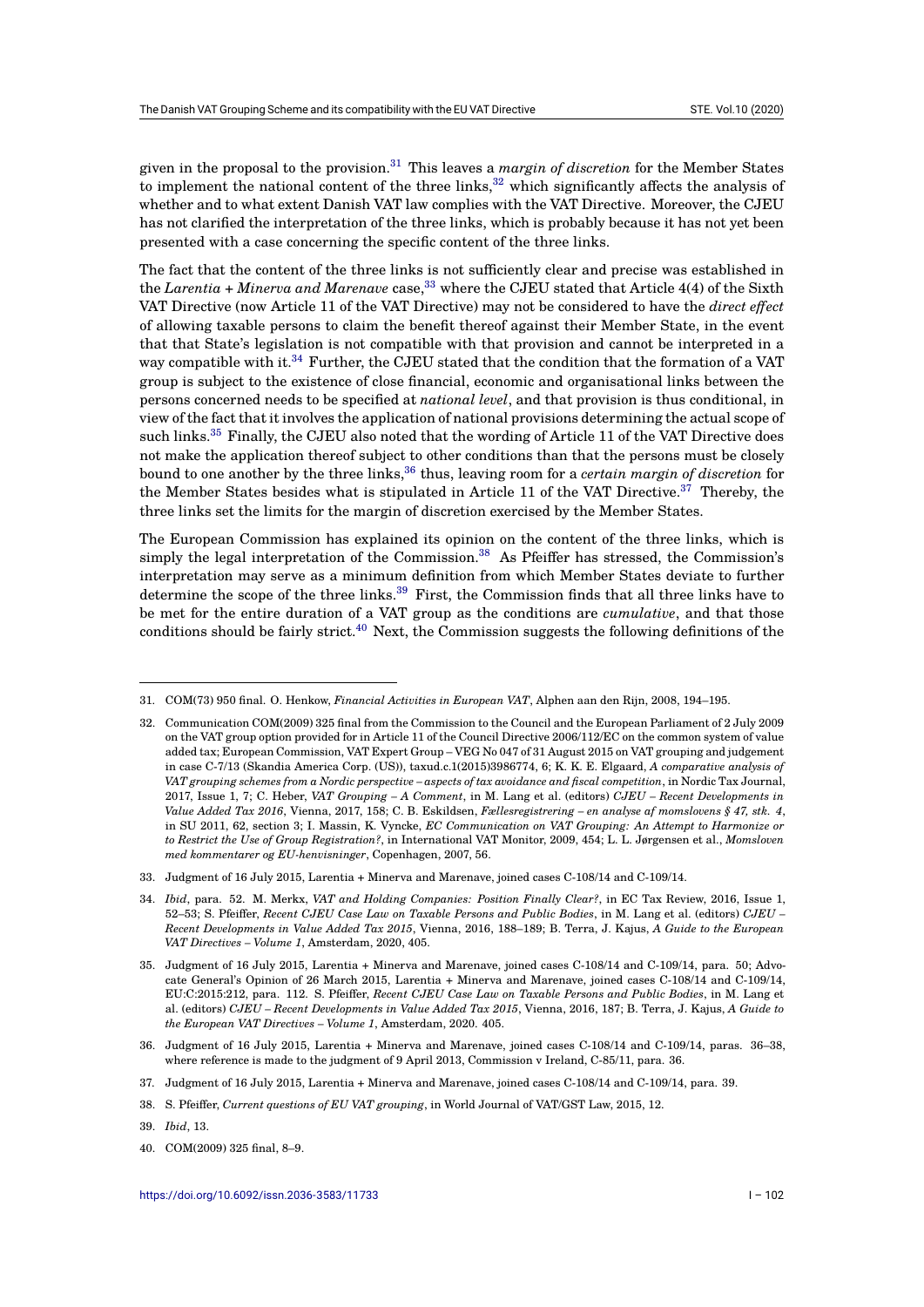given in the proposal to the provision.[31] This leaves a *margin of discretion* for the Member States to implement the national content of the three links,[32] which significantly affects the analysis of whether and to what extent Danish VAT law complies with the VAT Directive. Moreover, the CJEU has not clarified the interpretation of the three links, which is probably because it has not yet been presented with a case concerning the specific content of the three links.

The fact that the content of the three links is not sufficiently clear and precise was established in the *Larentia + Minerva and Marenave* case,[33] where the CJEU stated that Article 4(4) of the Sixth VAT Directive (now Article 11 of the VAT Directive) may not be considered to have the *direct effect* of allowing taxable persons to claim the benefit thereof against their Member State, in the event that that State's legislation is not compatible with that provision and cannot be interpreted in a way compatible with it.[34] Further, the CJEU stated that the condition that the formation of a VAT group is subject to the existence of close financial, economic and organisational links between the persons concerned needs to be specified at *national level*, and that provision is thus conditional, in view of the fact that it involves the application of national provisions determining the actual scope of such links.[35] Finally, the CJEU also noted that the wording of Article 11 of the VAT Directive does not make the application thereof subject to other conditions than that the persons must be closely bound to one another by the three links,[36] thus, leaving room for a *certain margin of discretion* for the Member States besides what is stipulated in Article 11 of the VAT Directive.[37] Thereby, the three links set the limits for the margin of discretion exercised by the Member States.

The European Commission has explained its opinion on the content of the three links, which is simply the legal interpretation of the Commission.[38] As Pfeiffer has stressed, the Commission's interpretation may serve as a minimum definition from which Member States deviate to further determine the scope of the three links.[39] First, the Commission finds that all three links have to be met for the entire duration of a VAT group as the conditions are *cumulative*, and that those conditions should be fairly strict.[40] Next, the Commission suggests the following definitions of the

---

31. COM(73) 950 final. O. Henkow, *Financial Activities in European VAT*, Alphen aan den Rijn, 2008, 194–195.

32. Communication COM(2009) 325 final from the Commission to the Council and the European Parliament of 2 July 2009 on the VAT group option provided for in Article 11 of the Council Directive 2006/112/EC on the common system of value added tax; European Commission, VAT Expert Group – VEG No 047 of 31 August 2015 on VAT grouping and judgement in case C-7/13 (Skandia America Corp. (US)), taxud.c.1(2015)3986774, 6; K. K. E. Elgaard, *A comparative analysis of VAT grouping schemes from a Nordic perspective – aspects of tax avoidance and fiscal competition*, in Nordic Tax Journal, 2017, Issue 1, 7; C. Heber, *VAT Grouping – A Comment*, in M. Lang et al. (editors) *CJEU – Recent Developments in Value Added Tax 2016*, Vienna, 2017, 158; C. B. Eskildsen, *Fællesregistrering – en analyse af momslovens § 47, stk. 4*, in SU 2011, 62, section 3; I. Massin, K. Vyncke, *EC Communication on VAT Grouping: An Attempt to Harmonize or to Restrict the Use of Group Registration?*, in International VAT Monitor, 2009, 454; L. L. Jørgensen et al., *Momsloven med kommentarer og EU-henvisninger*, Copenhagen, 2007, 56.

33. Judgment of 16 July 2015, Larentia + Minerva and Marenave, joined cases C-108/14 and C-109/14.

34. *Ibid*, para. 52. M. Merkx, *VAT and Holding Companies: Position Finally Clear?*, in EC Tax Review, 2016, Issue 1, 52–53; S. Pfeiffer, *Recent CJEU Case Law on Taxable Persons and Public Bodies*, in M. Lang et al. (editors) *CJEU – Recent Developments in Value Added Tax 2015*, Vienna, 2016, 188–189; B. Terra, J. Kajus, *A Guide to the European VAT Directives – Volume 1*, Amsterdam, 2020, 405.

35. Judgment of 16 July 2015, Larentia + Minerva and Marenave, joined cases C-108/14 and C-109/14, para. 50; Advocate General's Opinion of 26 March 2015, Larentia + Minerva and Marenave, joined cases C-108/14 and C-109/14, EU:C:2015:212, para. 112. S. Pfeiffer, *Recent CJEU Case Law on Taxable Persons and Public Bodies*, in M. Lang et al. (editors) *CJEU – Recent Developments in Value Added Tax 2015*, Vienna, 2016, 187; B. Terra, J. Kajus, *A Guide to the European VAT Directives – Volume 1*, Amsterdam, 2020. 405.

36. Judgment of 16 July 2015, Larentia + Minerva and Marenave, joined cases C-108/14 and C-109/14, paras. 36–38, where reference is made to the judgment of 9 April 2013, Commission v Ireland, C-85/11, para. 36.

37. Judgment of 16 July 2015, Larentia + Minerva and Marenave, joined cases C-108/14 and C-109/14, para. 39.

38. S. Pfeiffer, *Current questions of EU VAT grouping*, in World Journal of VAT/GST Law, 2015, 12.

39. *Ibid*, 13.

40. COM(2009) 325 final, 8–9.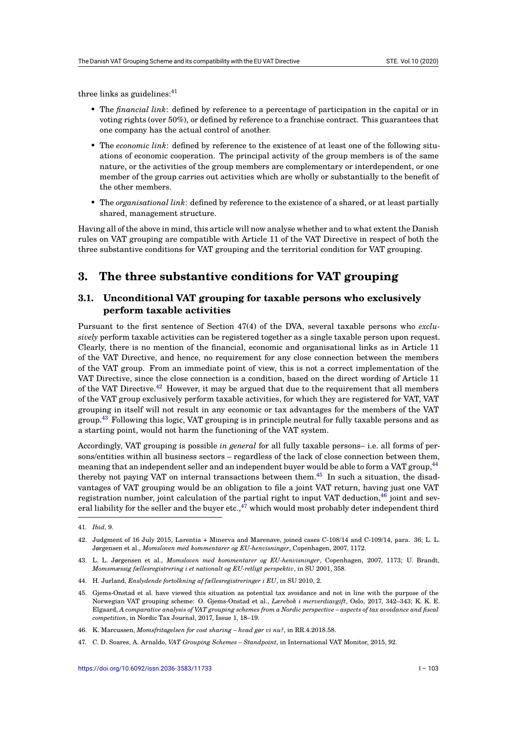three links as guidelines:[41]

- The *financial link*: defined by reference to a percentage of participation in the capital or in voting rights (over 50%), or defined by reference to a franchise contract. This guarantees that one company has the actual control of another.
- The *economic link*: defined by reference to the existence of at least one of the following situations of economic cooperation. The principal activity of the group members is of the same nature, or the activities of the group members are complementary or interdependent, or one member of the group carries out activities which are wholly or substantially to the benefit of the other members.
- The *organisational link*: defined by reference to the existence of a shared, or at least partially shared, management structure.

Having all of the above in mind, this article will now analyse whether and to what extent the Danish rules on VAT grouping are compatible with Article 11 of the VAT Directive in respect of both the three substantive conditions for VAT grouping and the territorial condition for VAT grouping.

# 3. The three substantive conditions for VAT grouping

## 3.1. Unconditional VAT grouping for taxable persons who exclusively perform taxable activities

Pursuant to the first sentence of Section 47(4) of the DVA, several taxable persons who *exclusively* perform taxable activities can be registered together as a single taxable person upon request. Clearly, there is no mention of the financial, economic and organisational links as in Article 11 of the VAT Directive, and hence, no requirement for any close connection between the members of the VAT group. From an immediate point of view, this is not a correct implementation of the VAT Directive, since the close connection is a condition, based on the direct wording of Article 11 of the VAT Directive.[42] However, it may be argued that due to the requirement that all members of the VAT group exclusively perform taxable activities, for which they are registered for VAT, VAT grouping in itself will not result in any economic or tax advantages for the members of the VAT group.[43] Following this logic, VAT grouping is in principle neutral for fully taxable persons and as a starting point, would not harm the functioning of the VAT system.

Accordingly, VAT grouping is possible *in general* for all fully taxable persons– i.e. all forms of persons/entities within all business sectors – regardless of the lack of close connection between them, meaning that an independent seller and an independent buyer would be able to form a VAT group,[44] thereby not paying VAT on internal transactions between them.[45] In such a situation, the disadvantages of VAT grouping would be an obligation to file a joint VAT return, having just one VAT registration number, joint calculation of the partial right to input VAT deduction,[46] joint and several liability for the seller and the buyer etc.,[47] which would most probably deter independent third

---

41. *Ibid*, 9.

42. Judgment of 16 July 2015, Larentia + Minerva and Marenave, joined cases C-108/14 and C-109/14, para. 36; L. L. Jørgensen et al., *Momsloven med kommentarer og EU-henvisninger*, Copenhagen, 2007, 1172.

43. L. L. Jørgensen et al., *Momsloven med kommentarer og EU-henvisninger*, Copenhagen, 2007, 1173; U. Brandt, *Momsmæssig fællesregistrering i et nationalt og EU-retligt perspektiv*, in SU 2001, 358.

44. H. Jurland, *Enslydende fortolkning af fællesregistreringer i EU*, in SU 2010, 2.

45. Gjems-Onstad et al. have viewed this situation as potential tax avoidance and not in line with the purpose of the Norwegian VAT grouping scheme: O. Gjems-Onstad et al., *Lærebok i merverdiavgift*, Oslo, 2017, 342–343; K. K. E. Elgaard, *A comparative analysis of VAT grouping schemes from a Nordic perspective – aspects of tax avoidance and fiscal competition*, in Nordic Tax Journal, 2017, Issue 1, 18–19.

46. K. Marcussen, *Momsfritagelsen for cost sharing – hvad gør vi nu?*, in RR.4.2018.58.

47. C. D. Soares, A. Arnaldo, *VAT Grouping Schemes – Standpoint*, in International VAT Monitor, 2015, 92.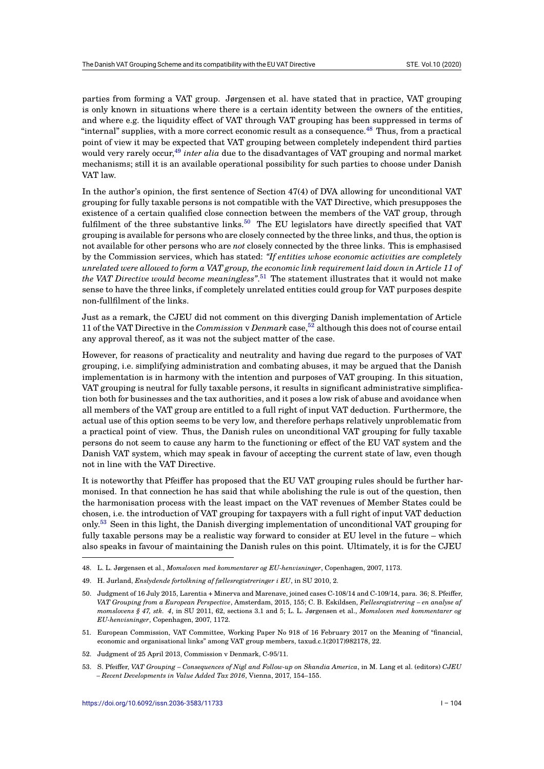parties from forming a VAT group. Jørgensen et al. have stated that in practice, VAT grouping is only known in situations where there is a certain identity between the owners of the entities, and where e.g. the liquidity effect of VAT through VAT grouping has been suppressed in terms of "internal" supplies, with a more correct economic result as a consequence.[48] Thus, from a practical point of view it may be expected that VAT grouping between completely independent third parties would very rarely occur,[49] *inter alia* due to the disadvantages of VAT grouping and normal market mechanisms; still it is an available operational possibility for such parties to choose under Danish VAT law.

In the author's opinion, the first sentence of Section 47(4) of DVA allowing for unconditional VAT grouping for fully taxable persons is not compatible with the VAT Directive, which presupposes the existence of a certain qualified close connection between the members of the VAT group, through fulfilment of the three substantive links.[50] The EU legislators have directly specified that VAT grouping is available for persons who are closely connected by the three links, and thus, the option is not available for other persons who are *not* closely connected by the three links. This is emphasised by the Commission services, which has stated: *"If entities whose economic activities are completely unrelated were allowed to form a VAT group, the economic link requirement laid down in Article 11 of the VAT Directive would become meaningless"*.[51] The statement illustrates that it would not make sense to have the three links, if completely unrelated entities could group for VAT purposes despite non-fullfilment of the links.

Just as a remark, the CJEU did not comment on this diverging Danish implementation of Article 11 of the VAT Directive in the *Commission* v *Denmark* case,[52] although this does not of course entail any approval thereof, as it was not the subject matter of the case.

However, for reasons of practicality and neutrality and having due regard to the purposes of VAT grouping, i.e. simplifying administration and combating abuses, it may be argued that the Danish implementation is in harmony with the intention and purposes of VAT grouping. In this situation, VAT grouping is neutral for fully taxable persons, it results in significant administrative simplification both for businesses and the tax authorities, and it poses a low risk of abuse and avoidance when all members of the VAT group are entitled to a full right of input VAT deduction. Furthermore, the actual use of this option seems to be very low, and therefore perhaps relatively unproblematic from a practical point of view. Thus, the Danish rules on unconditional VAT grouping for fully taxable persons do not seem to cause any harm to the functioning or effect of the EU VAT system and the Danish VAT system, which may speak in favour of accepting the current state of law, even though not in line with the VAT Directive.

It is noteworthy that Pfeiffer has proposed that the EU VAT grouping rules should be further harmonised. In that connection he has said that while abolishing the rule is out of the question, then the harmonisation process with the least impact on the VAT revenues of Member States could be chosen, i.e. the introduction of VAT grouping for taxpayers with a full right of input VAT deduction only.[53] Seen in this light, the Danish diverging implementation of unconditional VAT grouping for fully taxable persons may be a realistic way forward to consider at EU level in the future – which also speaks in favour of maintaining the Danish rules on this point. Ultimately, it is for the CJEU

48. L. L. Jørgensen et al., *Momsloven med kommentarer og EU-henvisninger*, Copenhagen, 2007, 1173.

49. H. Jurland, *Enslydende fortolkning af fællesregistreringer i EU*, in SU 2010, 2.

50. Judgment of 16 July 2015, Larentia + Minerva and Marenave, joined cases C-108/14 and C-109/14, para. 36; S. Pfeiffer, *VAT Grouping from a European Perspective*, Amsterdam, 2015, 155; C. B. Eskildsen, *Fællesregistrering – en analyse af momslovens § 47, stk. 4*, in SU 2011, 62, sections 3.1 and 5; L. L. Jørgensen et al., *Momsloven med kommentarer og EU-henvisninger*, Copenhagen, 2007, 1172.

51. European Commission, VAT Committee, Working Paper No 918 of 16 February 2017 on the Meaning of "financial, economic and organisational links" among VAT group members, taxud.c.1(2017)982178, 22.

52. Judgment of 25 April 2013, Commission v Denmark, C-95/11.

53. S. Pfeiffer, *VAT Grouping – Consequences of Nigl and Follow-up on Skandia America*, in M. Lang et al. (editors) *CJEU – Recent Developments in Value Added Tax 2016*, Vienna, 2017, 154–155.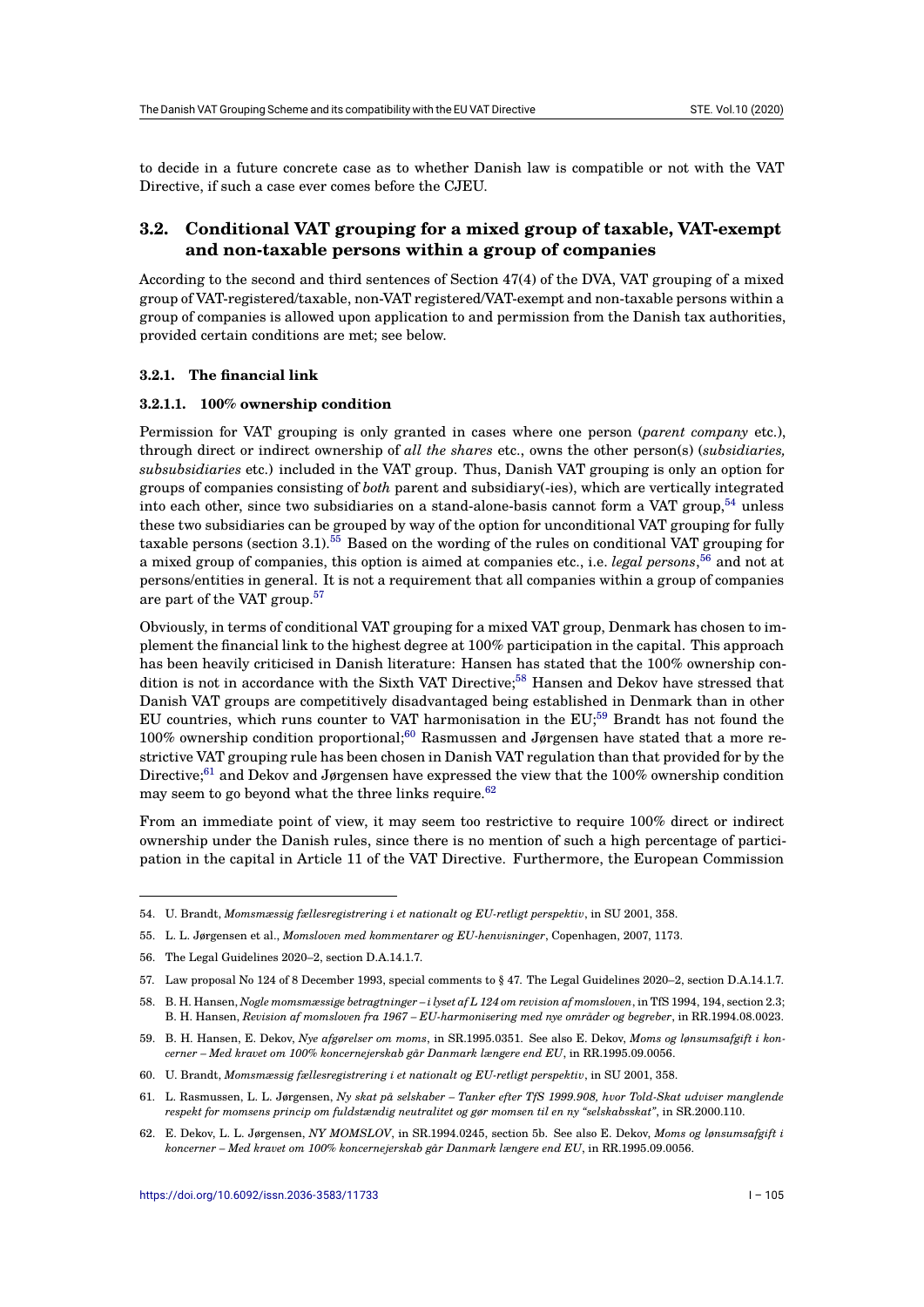to decide in a future concrete case as to whether Danish law is compatible or not with the VAT Directive, if such a case ever comes before the CJEU.

## 3.2. Conditional VAT grouping for a mixed group of taxable, VAT-exempt and non-taxable persons within a group of companies

According to the second and third sentences of Section 47(4) of the DVA, VAT grouping of a mixed group of VAT-registered/taxable, non-VAT registered/VAT-exempt and non-taxable persons within a group of companies is allowed upon application to and permission from the Danish tax authorities, provided certain conditions are met; see below.

### 3.2.1. The financial link

#### 3.2.1.1. 100% ownership condition

Permission for VAT grouping is only granted in cases where one person (*parent company* etc.), through direct or indirect ownership of *all the shares* etc., owns the other person(s) (*subsidiaries, subsubsidiaries* etc.) included in the VAT group. Thus, Danish VAT grouping is only an option for groups of companies consisting of *both* parent and subsidiary(-ies), which are vertically integrated into each other, since two subsidiaries on a stand-alone-basis cannot form a VAT group,[54] unless these two subsidiaries can be grouped by way of the option for unconditional VAT grouping for fully taxable persons (section 3.1).[55] Based on the wording of the rules on conditional VAT grouping for a mixed group of companies, this option is aimed at companies etc., i.e. *legal persons*,[56] and not at persons/entities in general. It is not a requirement that all companies within a group of companies are part of the VAT group.[57]

Obviously, in terms of conditional VAT grouping for a mixed VAT group, Denmark has chosen to implement the financial link to the highest degree at 100% participation in the capital. This approach has been heavily criticised in Danish literature: Hansen has stated that the 100% ownership condition is not in accordance with the Sixth VAT Directive;[58] Hansen and Dekov have stressed that Danish VAT groups are competitively disadvantaged being established in Denmark than in other EU countries, which runs counter to VAT harmonisation in the EU;[59] Brandt has not found the 100% ownership condition proportional;[60] Rasmussen and Jørgensen have stated that a more restrictive VAT grouping rule has been chosen in Danish VAT regulation than that provided for by the Directive;[61] and Dekov and Jørgensen have expressed the view that the 100% ownership condition may seem to go beyond what the three links require.[62]

From an immediate point of view, it may seem too restrictive to require 100% direct or indirect ownership under the Danish rules, since there is no mention of such a high percentage of participation in the capital in Article 11 of the VAT Directive. Furthermore, the European Commission

---

54. U. Brandt, *Momsmæssig fællesregistrering i et nationalt og EU-retligt perspektiv*, in SU 2001, 358.

55. L. L. Jørgensen et al., *Momsloven med kommentarer og EU-henvisninger*, Copenhagen, 2007, 1173.

56. The Legal Guidelines 2020–2, section D.A.14.1.7.

57. Law proposal No 124 of 8 December 1993, special comments to § 47. The Legal Guidelines 2020–2, section D.A.14.1.7.

58. B. H. Hansen, *Nogle momsmæssige betragtninger – i lyset af L 124 om revision af momsloven*, in TfS 1994, 194, section 2.3; B. H. Hansen, *Revision af momsloven fra 1967 – EU-harmonisering med nye områder og begreber*, in RR.1994.08.0023.

59. B. H. Hansen, E. Dekov, *Nye afgørelser om moms*, in SR.1995.0351. See also E. Dekov, *Moms og lønsumsafgift i koncerner – Med kravet om 100% koncernejerskab går Danmark længere end EU*, in RR.1995.09.0056.

60. U. Brandt, *Momsmæssig fællesregistrering i et nationalt og EU-retligt perspektiv*, in SU 2001, 358.

61. L. Rasmussen, L. L. Jørgensen, *Ny skat på selskaber – Tanker efter TfS 1999.908, hvor Told-Skat udviser manglende respekt for momsens princip om fuldstændig neutralitet og gør momsen til en ny "selskabsskat"*, in SR.2000.110.

62. E. Dekov, L. L. Jørgensen, *NY MOMSLOV*, in SR.1994.0245, section 5b. See also E. Dekov, *Moms og lønsumsafgift i koncerner – Med kravet om 100% koncernejerskab går Danmark længere end EU*, in RR.1995.09.0056.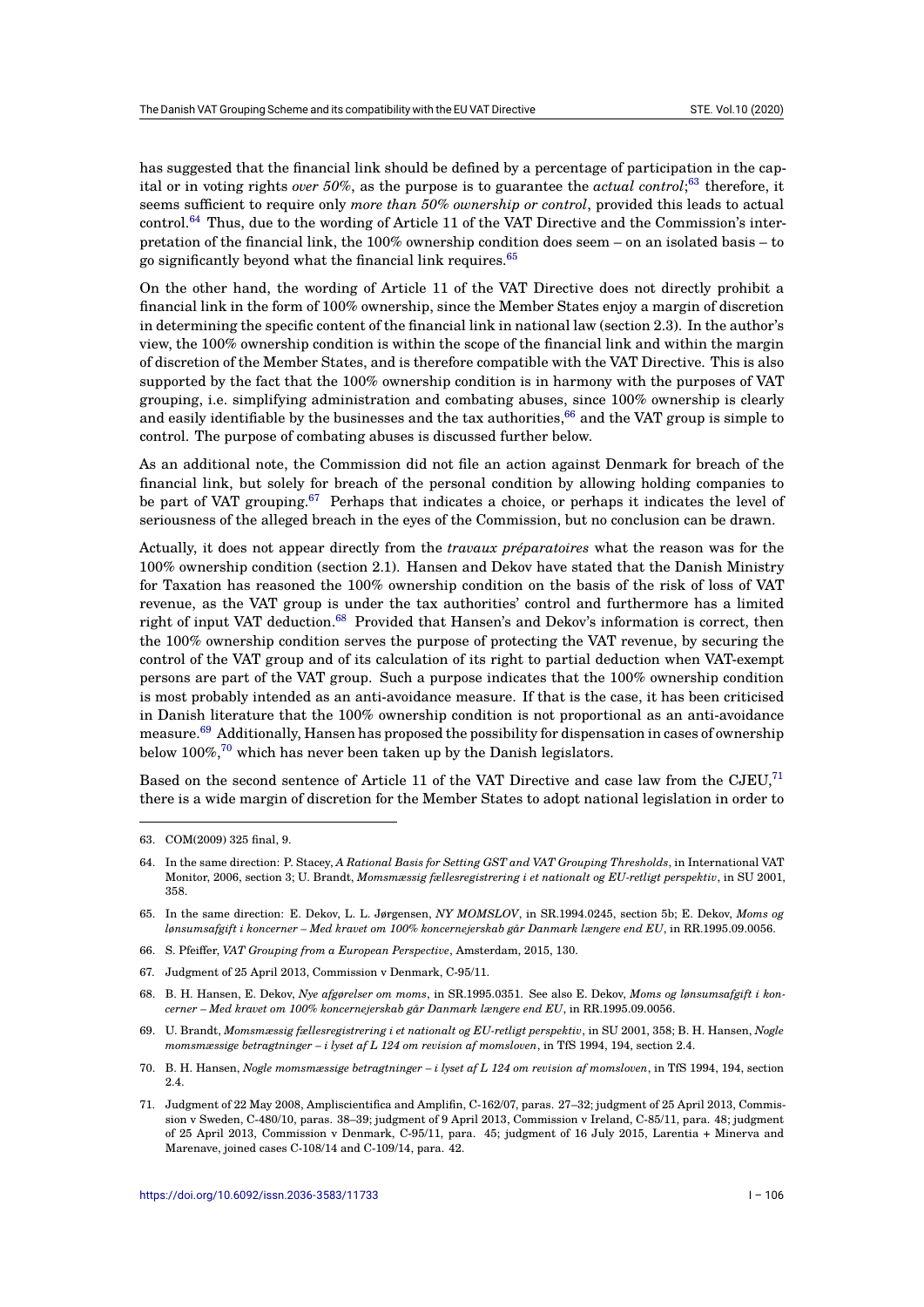has suggested that the financial link should be defined by a percentage of participation in the capital or in voting rights *over 50%*, as the purpose is to guarantee the *actual control*;[63] therefore, it seems sufficient to require only *more than 50% ownership or control*, provided this leads to actual control.[64] Thus, due to the wording of Article 11 of the VAT Directive and the Commission's interpretation of the financial link, the 100% ownership condition does seem – on an isolated basis – to go significantly beyond what the financial link requires.[65]

On the other hand, the wording of Article 11 of the VAT Directive does not directly prohibit a financial link in the form of 100% ownership, since the Member States enjoy a margin of discretion in determining the specific content of the financial link in national law (section 2.3). In the author's view, the 100% ownership condition is within the scope of the financial link and within the margin of discretion of the Member States, and is therefore compatible with the VAT Directive. This is also supported by the fact that the 100% ownership condition is in harmony with the purposes of VAT grouping, i.e. simplifying administration and combating abuses, since 100% ownership is clearly and easily identifiable by the businesses and the tax authorities,[66] and the VAT group is simple to control. The purpose of combating abuses is discussed further below.

As an additional note, the Commission did not file an action against Denmark for breach of the financial link, but solely for breach of the personal condition by allowing holding companies to be part of VAT grouping.[67] Perhaps that indicates a choice, or perhaps it indicates the level of seriousness of the alleged breach in the eyes of the Commission, but no conclusion can be drawn.

Actually, it does not appear directly from the *travaux préparatoires* what the reason was for the 100% ownership condition (section 2.1). Hansen and Dekov have stated that the Danish Ministry for Taxation has reasoned the 100% ownership condition on the basis of the risk of loss of VAT revenue, as the VAT group is under the tax authorities' control and furthermore has a limited right of input VAT deduction.[68] Provided that Hansen's and Dekov's information is correct, then the 100% ownership condition serves the purpose of protecting the VAT revenue, by securing the control of the VAT group and of its calculation of its right to partial deduction when VAT-exempt persons are part of the VAT group. Such a purpose indicates that the 100% ownership condition is most probably intended as an anti-avoidance measure. If that is the case, it has been criticised in Danish literature that the 100% ownership condition is not proportional as an anti-avoidance measure.[69] Additionally, Hansen has proposed the possibility for dispensation in cases of ownership below 100%,[70] which has never been taken up by the Danish legislators.

Based on the second sentence of Article 11 of the VAT Directive and case law from the CJEU,[71] there is a wide margin of discretion for the Member States to adopt national legislation in order to

---

63. COM(2009) 325 final, 9.

64. In the same direction: P. Stacey, *A Rational Basis for Setting GST and VAT Grouping Thresholds*, in International VAT Monitor, 2006, section 3; U. Brandt, *Momsmæssig fællesregistrering i et nationalt og EU-retligt perspektiv*, in SU 2001, 358.

65. In the same direction: E. Dekov, L. L. Jørgensen, *NY MOMSLOV*, in SR.1994.0245, section 5b; E. Dekov, *Moms og lønsumsafgift i koncerner – Med kravet om 100% koncernejerskab går Danmark længere end EU*, in RR.1995.09.0056.

66. S. Pfeiffer, *VAT Grouping from a European Perspective*, Amsterdam, 2015, 130.

67. Judgment of 25 April 2013, Commission v Denmark, C-95/11.

68. B. H. Hansen, E. Dekov, *Nye afgørelser om moms*, in SR.1995.0351. See also E. Dekov, *Moms og lønsumsafgift i koncerner – Med kravet om 100% koncernejerskab går Danmark længere end EU*, in RR.1995.09.0056.

69. U. Brandt, *Momsmæssig fællesregistrering i et nationalt og EU-retligt perspektiv*, in SU 2001, 358; B. H. Hansen, *Nogle momsmæssige betragtninger – i lyset af L 124 om revision af momsloven*, in TfS 1994, 194, section 2.4.

70. B. H. Hansen, *Nogle momsmæssige betragtninger – i lyset af L 124 om revision af momsloven*, in TfS 1994, 194, section 2.4.

71. Judgment of 22 May 2008, Ampliscientifica and Amplifin, C-162/07, paras. 27–32; judgment of 25 April 2013, Commission v Sweden, C-480/10, paras. 38–39; judgment of 9 April 2013, Commission v Ireland, C-85/11, para. 48; judgment of 25 April 2013, Commission v Denmark, C-95/11, para. 45; judgment of 16 July 2015, Larentia + Minerva and Marenave, joined cases C-108/14 and C-109/14, para. 42.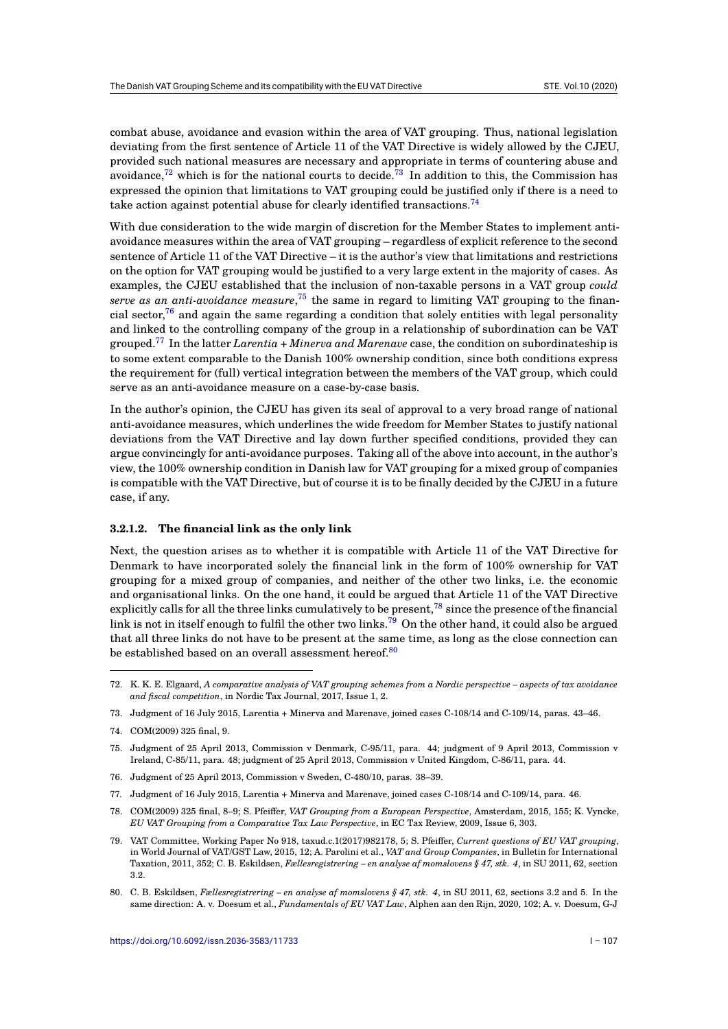combat abuse, avoidance and evasion within the area of VAT grouping. Thus, national legislation deviating from the first sentence of Article 11 of the VAT Directive is widely allowed by the CJEU, provided such national measures are necessary and appropriate in terms of countering abuse and avoidance,[72] which is for the national courts to decide.[73] In addition to this, the Commission has expressed the opinion that limitations to VAT grouping could be justified only if there is a need to take action against potential abuse for clearly identified transactions.[74]

With due consideration to the wide margin of discretion for the Member States to implement anti-avoidance measures within the area of VAT grouping – regardless of explicit reference to the second sentence of Article 11 of the VAT Directive – it is the author's view that limitations and restrictions on the option for VAT grouping would be justified to a very large extent in the majority of cases. As examples, the CJEU established that the inclusion of non-taxable persons in a VAT group *could serve as an anti-avoidance measure*,[75] the same in regard to limiting VAT grouping to the financial sector,[76] and again the same regarding a condition that solely entities with legal personality and linked to the controlling company of the group in a relationship of subordination can be VAT grouped.[77] In the latter *Larentia + Minerva and Marenave* case, the condition on subordinateship is to some extent comparable to the Danish 100% ownership condition, since both conditions express the requirement for (full) vertical integration between the members of the VAT group, which could serve as an anti-avoidance measure on a case-by-case basis.

In the author's opinion, the CJEU has given its seal of approval to a very broad range of national anti-avoidance measures, which underlines the wide freedom for Member States to justify national deviations from the VAT Directive and lay down further specified conditions, provided they can argue convincingly for anti-avoidance purposes. Taking all of the above into account, in the author's view, the 100% ownership condition in Danish law for VAT grouping for a mixed group of companies is compatible with the VAT Directive, but of course it is to be finally decided by the CJEU in a future case, if any.

#### 3.2.1.2. The financial link as the only link

Next, the question arises as to whether it is compatible with Article 11 of the VAT Directive for Denmark to have incorporated solely the financial link in the form of 100% ownership for VAT grouping for a mixed group of companies, and neither of the other two links, i.e. the economic and organisational links. On the one hand, it could be argued that Article 11 of the VAT Directive explicitly calls for all the three links cumulatively to be present,[78] since the presence of the financial link is not in itself enough to fulfil the other two links.[79] On the other hand, it could also be argued that all three links do not have to be present at the same time, as long as the close connection can be established based on an overall assessment hereof.[80]

---

72. K. K. E. Elgaard, *A comparative analysis of VAT grouping schemes from a Nordic perspective – aspects of tax avoidance and fiscal competition*, in Nordic Tax Journal, 2017, Issue 1, 2.

73. Judgment of 16 July 2015, Larentia + Minerva and Marenave, joined cases C-108/14 and C-109/14, paras. 43–46.

74. COM(2009) 325 final, 9.

75. Judgment of 25 April 2013, Commission v Denmark, C-95/11, para. 44; judgment of 9 April 2013, Commission v Ireland, C-85/11, para. 48; judgment of 25 April 2013, Commission v United Kingdom, C-86/11, para. 44.

76. Judgment of 25 April 2013, Commission v Sweden, C-480/10, paras. 38–39.

77. Judgment of 16 July 2015, Larentia + Minerva and Marenave, joined cases C-108/14 and C-109/14, para. 46.

78. COM(2009) 325 final, 8–9; S. Pfeiffer, *VAT Grouping from a European Perspective*, Amsterdam, 2015, 155; K. Vyncke, *EU VAT Grouping from a Comparative Tax Law Perspective*, in EC Tax Review, 2009, Issue 6, 303.

79. VAT Committee, Working Paper No 918, taxud.c.1(2017)982178, 5; S. Pfeiffer, *Current questions of EU VAT grouping*, in World Journal of VAT/GST Law, 2015, 12; A. Parolini et al., *VAT and Group Companies*, in Bulletin for International Taxation, 2011, 352; C. B. Eskildsen, *Fællesregistrering – en analyse af momslovens § 47, stk. 4*, in SU 2011, 62, section 3.2.

80. C. B. Eskildsen, *Fællesregistrering – en analyse af momslovens § 47, stk. 4*, in SU 2011, 62, sections 3.2 and 5. In the same direction: A. v. Doesum et al., *Fundamentals of EU VAT Law*, Alphen aan den Rijn, 2020, 102; A. v. Doesum, G-J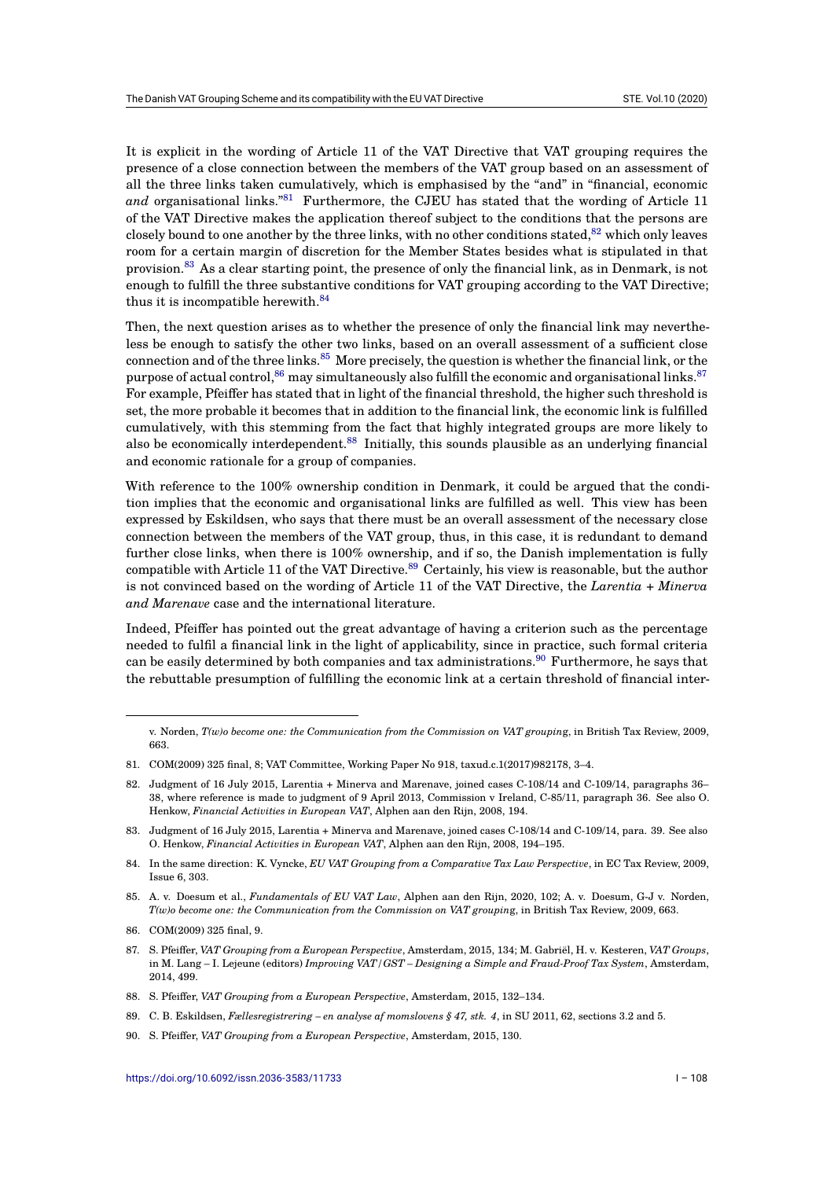It is explicit in the wording of Article 11 of the VAT Directive that VAT grouping requires the presence of a close connection between the members of the VAT group based on an assessment of all the three links taken cumulatively, which is emphasised by the "and" in "financial, economic *and* organisational links."[81] Furthermore, the CJEU has stated that the wording of Article 11 of the VAT Directive makes the application thereof subject to the conditions that the persons are closely bound to one another by the three links, with no other conditions stated,[82] which only leaves room for a certain margin of discretion for the Member States besides what is stipulated in that provision.[83] As a clear starting point, the presence of only the financial link, as in Denmark, is not enough to fulfill the three substantive conditions for VAT grouping according to the VAT Directive; thus it is incompatible herewith.[84]

Then, the next question arises as to whether the presence of only the financial link may nevertheless be enough to satisfy the other two links, based on an overall assessment of a sufficient close connection and of the three links.[85] More precisely, the question is whether the financial link, or the purpose of actual control,[86] may simultaneously also fulfill the economic and organisational links.[87] For example, Pfeiffer has stated that in light of the financial threshold, the higher such threshold is set, the more probable it becomes that in addition to the financial link, the economic link is fulfilled cumulatively, with this stemming from the fact that highly integrated groups are more likely to also be economically interdependent.[88] Initially, this sounds plausible as an underlying financial and economic rationale for a group of companies.

With reference to the 100% ownership condition in Denmark, it could be argued that the condition implies that the economic and organisational links are fulfilled as well. This view has been expressed by Eskildsen, who says that there must be an overall assessment of the necessary close connection between the members of the VAT group, thus, in this case, it is redundant to demand further close links, when there is 100% ownership, and if so, the Danish implementation is fully compatible with Article 11 of the VAT Directive.[89] Certainly, his view is reasonable, but the author is not convinced based on the wording of Article 11 of the VAT Directive, the *Larentia + Minerva and Marenave* case and the international literature.

Indeed, Pfeiffer has pointed out the great advantage of having a criterion such as the percentage needed to fulfil a financial link in the light of applicability, since in practice, such formal criteria can be easily determined by both companies and tax administrations.[90] Furthermore, he says that the rebuttable presumption of fulfilling the economic link at a certain threshold of financial inter-

---

v. Norden, *T(w)o become one: the Communication from the Commission on VAT grouping*, in British Tax Review, 2009, 663.

81. COM(2009) 325 final, 8; VAT Committee, Working Paper No 918, taxud.c.1(2017)982178, 3–4.

82. Judgment of 16 July 2015, Larentia + Minerva and Marenave, joined cases C-108/14 and C-109/14, paragraphs 36–38, where reference is made to judgment of 9 April 2013, Commission v Ireland, C-85/11, paragraph 36. See also O. Henkow, *Financial Activities in European VAT*, Alphen aan den Rijn, 2008, 194.

83. Judgment of 16 July 2015, Larentia + Minerva and Marenave, joined cases C-108/14 and C-109/14, para. 39. See also O. Henkow, *Financial Activities in European VAT*, Alphen aan den Rijn, 2008, 194–195.

84. In the same direction: K. Vyncke, *EU VAT Grouping from a Comparative Tax Law Perspective*, in EC Tax Review, 2009, Issue 6, 303.

85. A. v. Doesum et al., *Fundamentals of EU VAT Law*, Alphen aan den Rijn, 2020, 102; A. v. Doesum, G-J v. Norden, *T(w)o become one: the Communication from the Commission on VAT grouping*, in British Tax Review, 2009, 663.

86. COM(2009) 325 final, 9.

87. S. Pfeiffer, *VAT Grouping from a European Perspective*, Amsterdam, 2015, 134; M. Gabriël, H. v. Kesteren, *VAT Groups*, in M. Lang – I. Lejeune (editors) *Improving VAT/GST – Designing a Simple and Fraud-Proof Tax System*, Amsterdam, 2014, 499.

88. S. Pfeiffer, *VAT Grouping from a European Perspective*, Amsterdam, 2015, 132–134.

89. C. B. Eskildsen, *Fællesregistrering – en analyse af momslovens § 47, stk. 4*, in SU 2011, 62, sections 3.2 and 5.

90. S. Pfeiffer, *VAT Grouping from a European Perspective*, Amsterdam, 2015, 130.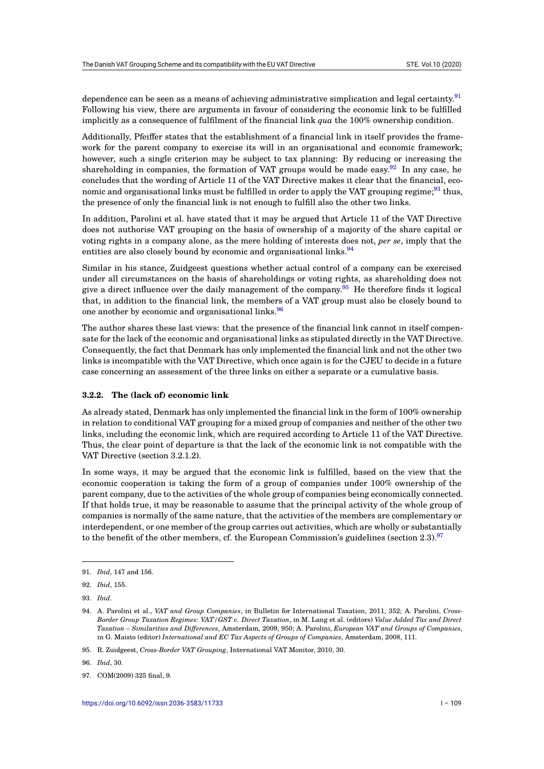dependence can be seen as a means of achieving administrative simplication and legal certainty.[91] Following his view, there are arguments in favour of considering the economic link to be fulfilled implicitly as a consequence of fulfilment of the financial link *qua* the 100% ownership condition.

Additionally, Pfeiffer states that the establishment of a financial link in itself provides the framework for the parent company to exercise its will in an organisational and economic framework; however, such a single criterion may be subject to tax planning: By reducing or increasing the shareholding in companies, the formation of VAT groups would be made easy.[92] In any case, he concludes that the wording of Article 11 of the VAT Directive makes it clear that the financial, economic and organisational links must be fulfilled in order to apply the VAT grouping regime;[93] thus, the presence of only the financial link is not enough to fulfill also the other two links.

In addition, Parolini et al. have stated that it may be argued that Article 11 of the VAT Directive does not authorise VAT grouping on the basis of ownership of a majority of the share capital or voting rights in a company alone, as the mere holding of interests does not, *per se*, imply that the entities are also closely bound by economic and organisational links.[94]

Similar in his stance, Zuidgeest questions whether actual control of a company can be exercised under all circumstances on the basis of shareholdings or voting rights, as shareholding does not give a direct influence over the daily management of the company.[95] He therefore finds it logical that, in addition to the financial link, the members of a VAT group must also be closely bound to one another by economic and organisational links.[96]

The author shares these last views: that the presence of the financial link cannot in itself compensate for the lack of the economic and organisational links as stipulated directly in the VAT Directive. Consequently, the fact that Denmark has only implemented the financial link and not the other two links is incompatible with the VAT Directive, which once again is for the CJEU to decide in a future case concerning an assessment of the three links on either a separate or a cumulative basis.

### 3.2.2. The (lack of) economic link

As already stated, Denmark has only implemented the financial link in the form of 100% ownership in relation to conditional VAT grouping for a mixed group of companies and neither of the other two links, including the economic link, which are required according to Article 11 of the VAT Directive. Thus, the clear point of departure is that the lack of the economic link is not compatible with the VAT Directive (section 3.2.1.2).

In some ways, it may be argued that the economic link is fulfilled, based on the view that the economic cooperation is taking the form of a group of companies under 100% ownership of the parent company, due to the activities of the whole group of companies being economically connected. If that holds true, it may be reasonable to assume that the principal activity of the whole group of companies is normally of the same nature, that the activities of the members are complementary or interdependent, or one member of the group carries out activities, which are wholly or substantially to the benefit of the other members, cf. the European Commission's guidelines (section 2.3).[97]

---

91. *Ibid*, 147 and 156.

92. *Ibid*, 155.

93. *Ibid*.

94. A. Parolini et al., *VAT and Group Companies*, in Bulletin for International Taxation, 2011, 352; A. Parolini, *Cross-Border Group Taxation Regimes: VAT/GST v. Direct Taxation*, in M. Lang et al. (editors) *Value Added Tax and Direct Taxation – Similarities and Differences*, Amsterdam, 2009, 950; A. Parolini, *European VAT and Groups of Companies*, in G. Maisto (editor) *International and EC Tax Aspects of Groups of Companies*, Amsterdam, 2008, 111.

95. R. Zuidgeest, *Cross-Border VAT Grouping*, International VAT Monitor, 2010, 30.

96. *Ibid*, 30.

97. COM(2009) 325 final, 9.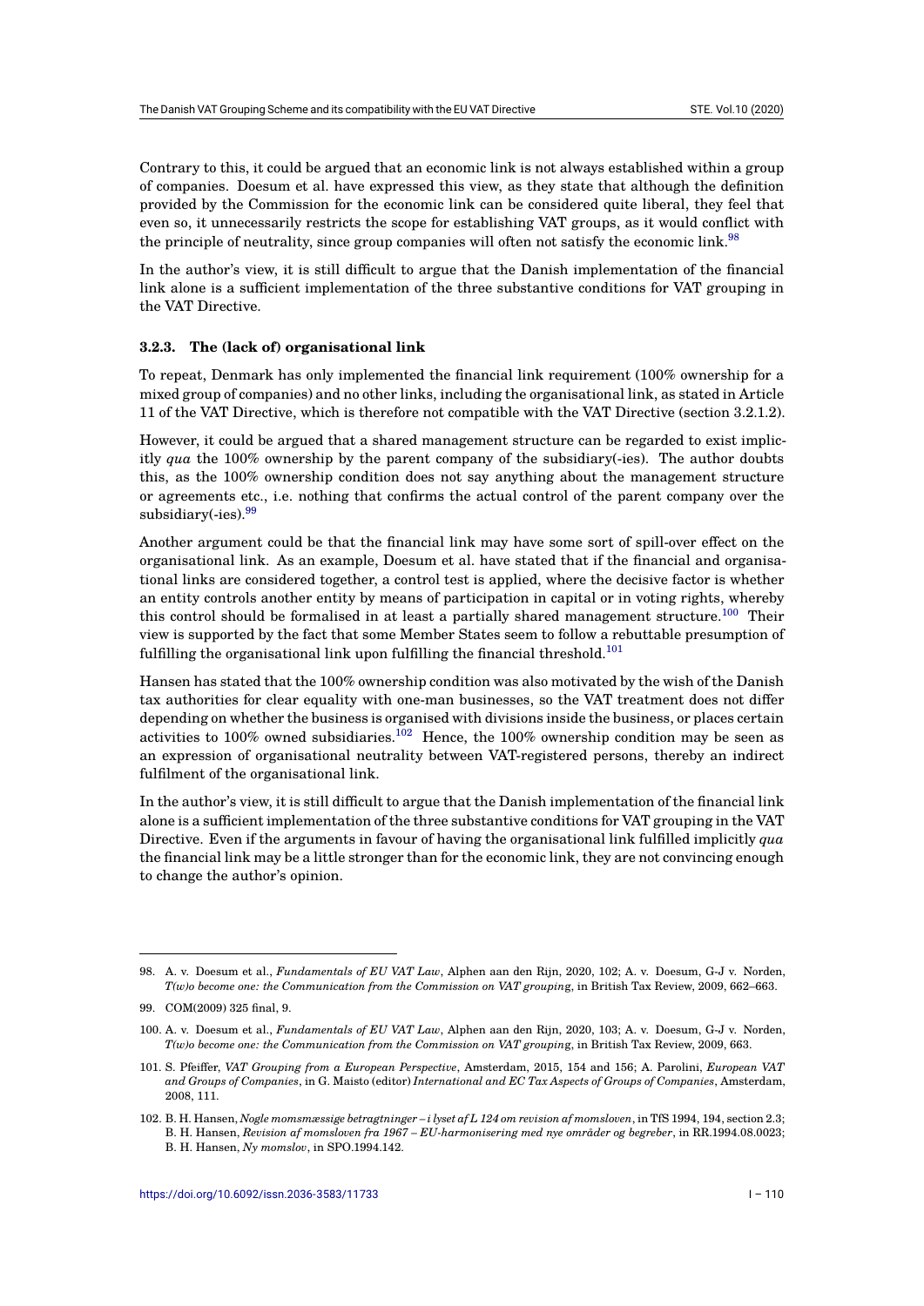Contrary to this, it could be argued that an economic link is not always established within a group of companies. Doesum et al. have expressed this view, as they state that although the definition provided by the Commission for the economic link can be considered quite liberal, they feel that even so, it unnecessarily restricts the scope for establishing VAT groups, as it would conflict with the principle of neutrality, since group companies will often not satisfy the economic link.[98]

In the author's view, it is still difficult to argue that the Danish implementation of the financial link alone is a sufficient implementation of the three substantive conditions for VAT grouping in the VAT Directive.

### 3.2.3. The (lack of) organisational link

To repeat, Denmark has only implemented the financial link requirement (100% ownership for a mixed group of companies) and no other links, including the organisational link, as stated in Article 11 of the VAT Directive, which is therefore not compatible with the VAT Directive (section 3.2.1.2).

However, it could be argued that a shared management structure can be regarded to exist implicitly *qua* the 100% ownership by the parent company of the subsidiary(-ies). The author doubts this, as the 100% ownership condition does not say anything about the management structure or agreements etc., i.e. nothing that confirms the actual control of the parent company over the subsidiary(-ies).[99]

Another argument could be that the financial link may have some sort of spill-over effect on the organisational link. As an example, Doesum et al. have stated that if the financial and organisational links are considered together, a control test is applied, where the decisive factor is whether an entity controls another entity by means of participation in capital or in voting rights, whereby this control should be formalised in at least a partially shared management structure.[100] Their view is supported by the fact that some Member States seem to follow a rebuttable presumption of fulfilling the organisational link upon fulfilling the financial threshold.[101]

Hansen has stated that the 100% ownership condition was also motivated by the wish of the Danish tax authorities for clear equality with one-man businesses, so the VAT treatment does not differ depending on whether the business is organised with divisions inside the business, or places certain activities to 100% owned subsidiaries.[102] Hence, the 100% ownership condition may be seen as an expression of organisational neutrality between VAT-registered persons, thereby an indirect fulfilment of the organisational link.

In the author's view, it is still difficult to argue that the Danish implementation of the financial link alone is a sufficient implementation of the three substantive conditions for VAT grouping in the VAT Directive. Even if the arguments in favour of having the organisational link fulfilled implicitly *qua* the financial link may be a little stronger than for the economic link, they are not convincing enough to change the author's opinion.

---

98. A. v. Doesum et al., *Fundamentals of EU VAT Law*, Alphen aan den Rijn, 2020, 102; A. v. Doesum, G-J v. Norden, *T(w)o become one: the Communication from the Commission on VAT grouping*, in British Tax Review, 2009, 662–663.

99. COM(2009) 325 final, 9.

100. A. v. Doesum et al., *Fundamentals of EU VAT Law*, Alphen aan den Rijn, 2020, 103; A. v. Doesum, G-J v. Norden, *T(w)o become one: the Communication from the Commission on VAT grouping*, in British Tax Review, 2009, 663.

101. S. Pfeiffer, *VAT Grouping from a European Perspective*, Amsterdam, 2015, 154 and 156; A. Parolini, *European VAT and Groups of Companies*, in G. Maisto (editor) *International and EC Tax Aspects of Groups of Companies*, Amsterdam, 2008, 111.

102. B. H. Hansen, *Nogle momsmæssige betragtninger – i lyset af L 124 om revision af momsloven*, in TfS 1994, 194, section 2.3; B. H. Hansen, *Revision af momsloven fra 1967 – EU-harmonisering med nye områder og begreber*, in RR.1994.08.0023; B. H. Hansen, *Ny momslov*, in SPO.1994.142.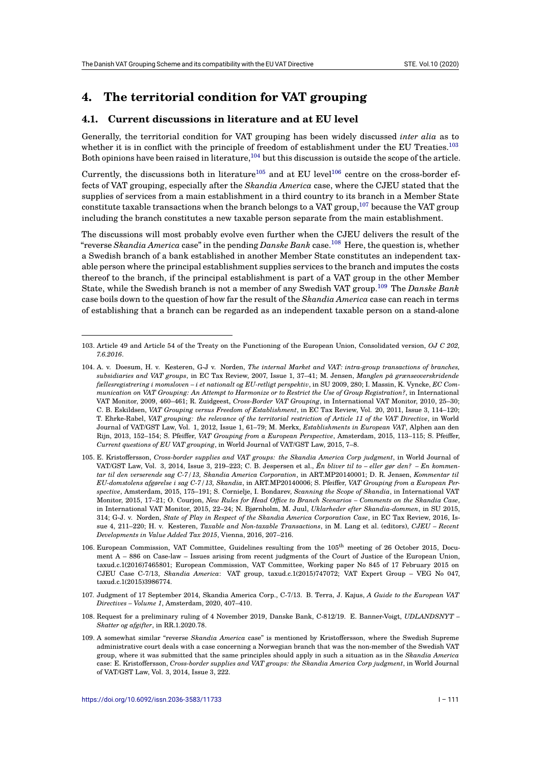## 4. The territorial condition for VAT grouping

### 4.1. Current discussions in literature and at EU level

Generally, the territorial condition for VAT grouping has been widely discussed *inter alia* as to whether it is in conflict with the principle of freedom of establishment under the EU Treaties.[103] Both opinions have been raised in literature,[104] but this discussion is outside the scope of the article.

Currently, the discussions both in literature[105] and at EU level[106] centre on the cross-border effects of VAT grouping, especially after the *Skandia America* case, where the CJEU stated that the supplies of services from a main establishment in a third country to its branch in a Member State constitute taxable transactions when the branch belongs to a VAT group,[107] because the VAT group including the branch constitutes a new taxable person separate from the main establishment.

The discussions will most probably evolve even further when the CJEU delivers the result of the "reverse *Skandia America* case" in the pending *Danske Bank* case.[108] Here, the question is, whether a Swedish branch of a bank established in another Member State constitutes an independent taxable person where the principal establishment supplies services to the branch and imputes the costs thereof to the branch, if the principal establishment is part of a VAT group in the other Member State, while the Swedish branch is not a member of any Swedish VAT group.[109] The *Danske Bank* case boils down to the question of how far the result of the *Skandia America* case can reach in terms of establishing that a branch can be regarded as an independent taxable person on a stand-alone

---

103. Article 49 and Article 54 of the Treaty on the Functioning of the European Union, Consolidated version, *OJ C 202, 7.6.2016*.

104. A. v. Doesum, H. v. Kesteren, G-J v. Norden, *The internal Market and VAT: intra-group transactions of branches, subsidiaries and VAT groups*, in EC Tax Review, 2007, Issue 1, 37–41; M. Jensen, *Manglen på grænseoverskridende fællesregistrering i momsloven – i et nationalt og EU-retligt perspektiv*, in SU 2009, 280; I. Massin, K. Vyncke, *EC Communication on VAT Grouping: An Attempt to Harmonize or to Restrict the Use of Group Registration?*, in International VAT Monitor, 2009, 460–461; R. Zuidgeest, *Cross-Border VAT Grouping*, in International VAT Monitor, 2010, 25–30; C. B. Eskildsen, *VAT Grouping versus Freedom of Establishment*, in EC Tax Review, Vol. 20, 2011, Issue 3, 114–120; T. Ehrke-Rabel, *VAT grouping: the relevance of the territorial restriction of Article 11 of the VAT Directive*, in World Journal of VAT/GST Law, Vol. 1, 2012, Issue 1, 61–79; M. Merkx, *Establishments in European VAT*, Alphen aan den Rijn, 2013, 152–154; S. Pfeiffer, *VAT Grouping from a European Perspective*, Amsterdam, 2015, 113–115; S. Pfeiffer, *Current questions of EU VAT grouping*, in World Journal of VAT/GST Law, 2015, 7–8.

105. E. Kristoffersson, *Cross-border supplies and VAT groups: the Skandia America Corp judgment*, in World Journal of VAT/GST Law, Vol. 3, 2014, Issue 3, 219–223; C. B. Jespersen et al., *Én bliver til to – eller gør den? – En kommentar til den verserende sag C-7/13, Skandia America Corporation*, in ART.MP20140001; D. R. Jensen, *Kommentar til EU-domstolens afgørelse i sag C-7/13, Skandia*, in ART.MP20140006; S. Pfeiffer, *VAT Grouping from a European Perspective*, Amsterdam, 2015, 175–191; S. Cornielje, I. Bondarev, *Scanning the Scope of Skandia*, in International VAT Monitor, 2015, 17–21; O. Courjon, *New Rules for Head Office to Branch Scenarios – Comments on the Skandia Case*, in International VAT Monitor, 2015, 22–24; N. Bjørnholm, M. Juul, *Uklarheder efter Skandia-dommen*, in SU 2015, 314; G-J. v. Norden, *State of Play in Respect of the Skandia America Corporation Case*, in EC Tax Review, 2016, Issue 4, 211–220; H. v. Kesteren, *Taxable and Non-taxable Transactions*, in M. Lang et al. (editors), *CJEU – Recent Developments in Value Added Tax 2015*, Vienna, 2016, 207–216.

106. European Commission, VAT Committee, Guidelines resulting from the 105th meeting of 26 October 2015, Document A – 886 on Case-law – Issues arising from recent judgments of the Court of Justice of the European Union, taxud.c.1(2016)7465801; European Commission, VAT Committee, Working paper No 845 of 17 February 2015 on CJEU Case C-7/13, *Skandia America*: VAT group, taxud.c.1(2015)747072; VAT Expert Group – VEG No 047, taxud.c.1(2015)3986774.

107. Judgment of 17 September 2014, Skandia America Corp., C-7/13. B. Terra, J. Kajus, *A Guide to the European VAT Directives – Volume 1*, Amsterdam, 2020, 407–410.

108. Request for a preliminary ruling of 4 November 2019, Danske Bank, C-812/19. E. Banner-Voigt, *UDLANDSNYT – Skatter og afgifter*, in RR.1.2020.78.

109. A somewhat similar "reverse *Skandia America* case" is mentioned by Kristoffersson, where the Swedish Supreme administrative court deals with a case concerning a Norwegian branch that was the non-member of the Swedish VAT group, where it was submitted that the same principles should apply in such a situation as in the *Skandia America* case: E. Kristoffersson, *Cross-border supplies and VAT groups: the Skandia America Corp judgment*, in World Journal of VAT/GST Law, Vol. 3, 2014, Issue 3, 222.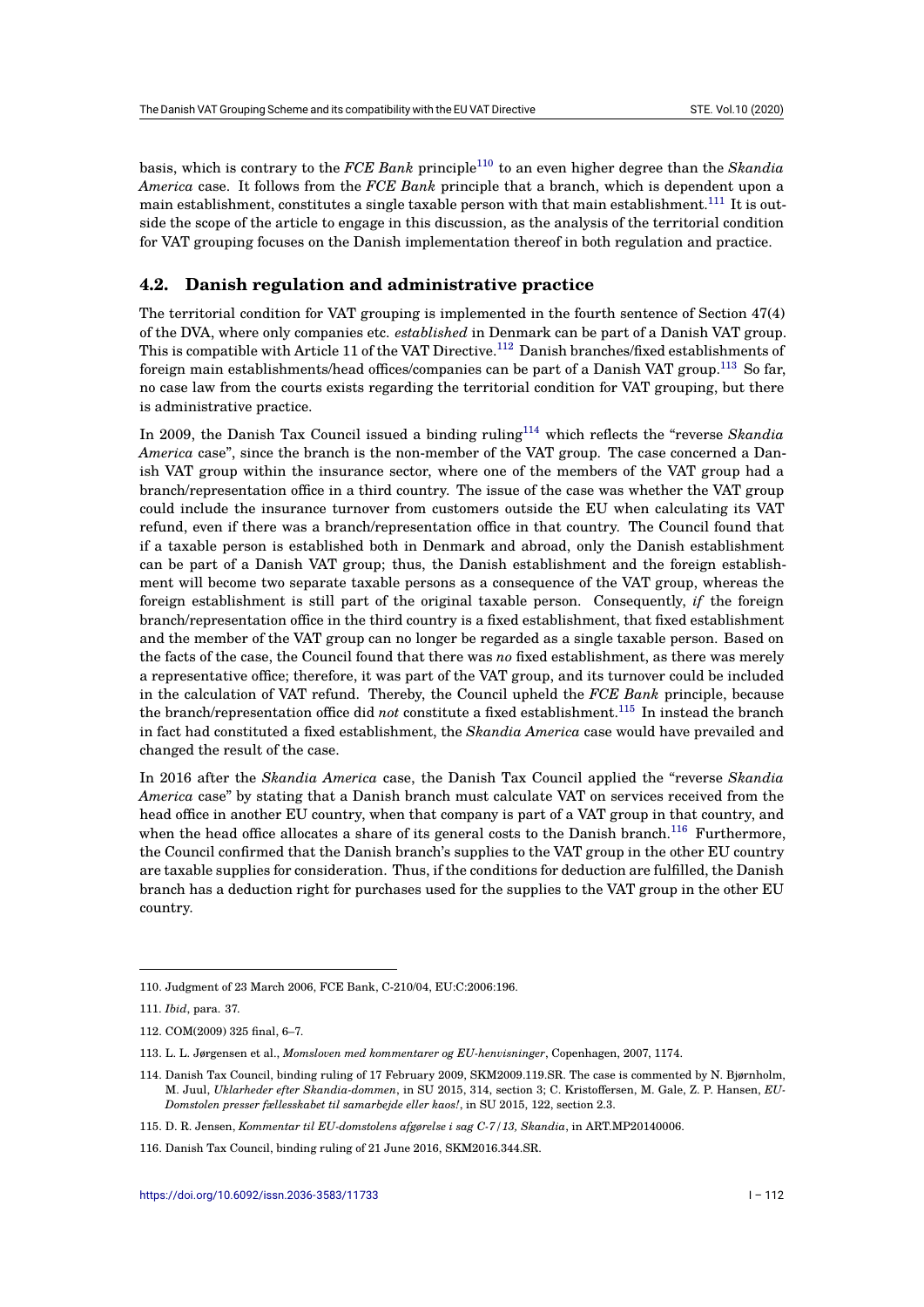basis, which is contrary to the *FCE Bank* principle[110] to an even higher degree than the *Skandia America* case. It follows from the *FCE Bank* principle that a branch, which is dependent upon a main establishment, constitutes a single taxable person with that main establishment.[111] It is outside the scope of the article to engage in this discussion, as the analysis of the territorial condition for VAT grouping focuses on the Danish implementation thereof in both regulation and practice.

### 4.2. Danish regulation and administrative practice

The territorial condition for VAT grouping is implemented in the fourth sentence of Section 47(4) of the DVA, where only companies etc. *established* in Denmark can be part of a Danish VAT group. This is compatible with Article 11 of the VAT Directive.[112] Danish branches/fixed establishments of foreign main establishments/head offices/companies can be part of a Danish VAT group.[113] So far, no case law from the courts exists regarding the territorial condition for VAT grouping, but there is administrative practice.

In 2009, the Danish Tax Council issued a binding ruling[114] which reflects the "reverse *Skandia America* case", since the branch is the non-member of the VAT group. The case concerned a Danish VAT group within the insurance sector, where one of the members of the VAT group had a branch/representation office in a third country. The issue of the case was whether the VAT group could include the insurance turnover from customers outside the EU when calculating its VAT refund, even if there was a branch/representation office in that country. The Council found that if a taxable person is established both in Denmark and abroad, only the Danish establishment can be part of a Danish VAT group; thus, the Danish establishment and the foreign establishment will become two separate taxable persons as a consequence of the VAT group, whereas the foreign establishment is still part of the original taxable person. Consequently, *if* the foreign branch/representation office in the third country is a fixed establishment, that fixed establishment and the member of the VAT group can no longer be regarded as a single taxable person. Based on the facts of the case, the Council found that there was *no* fixed establishment, as there was merely a representative office; therefore, it was part of the VAT group, and its turnover could be included in the calculation of VAT refund. Thereby, the Council upheld the *FCE Bank* principle, because the branch/representation office did *not* constitute a fixed establishment.[115] In instead the branch in fact had constituted a fixed establishment, the *Skandia America* case would have prevailed and changed the result of the case.

In 2016 after the *Skandia America* case, the Danish Tax Council applied the "reverse *Skandia America* case" by stating that a Danish branch must calculate VAT on services received from the head office in another EU country, when that company is part of a VAT group in that country, and when the head office allocates a share of its general costs to the Danish branch.[116] Furthermore, the Council confirmed that the Danish branch's supplies to the VAT group in the other EU country are taxable supplies for consideration. Thus, if the conditions for deduction are fulfilled, the Danish branch has a deduction right for purchases used for the supplies to the VAT group in the other EU country.

---

110. Judgment of 23 March 2006, FCE Bank, C-210/04, EU:C:2006:196.

111. *Ibid*, para. 37.

112. COM(2009) 325 final, 6–7.

113. L. L. Jørgensen et al., *Momsloven med kommentarer og EU-henvisninger*, Copenhagen, 2007, 1174.

114. Danish Tax Council, binding ruling of 17 February 2009, SKM2009.119.SR. The case is commented by N. Bjørnholm, M. Juul, *Uklarheder efter Skandia-dommen*, in SU 2015, 314, section 3; C. Kristoffersen, M. Gale, Z. P. Hansen, *EU-Domstolen presser fællesskabet til samarbejde eller kaos!*, in SU 2015, 122, section 2.3.

115. D. R. Jensen, *Kommentar til EU-domstolens afgørelse i sag C-7/13, Skandia*, in ART.MP20140006.

116. Danish Tax Council, binding ruling of 21 June 2016, SKM2016.344.SR.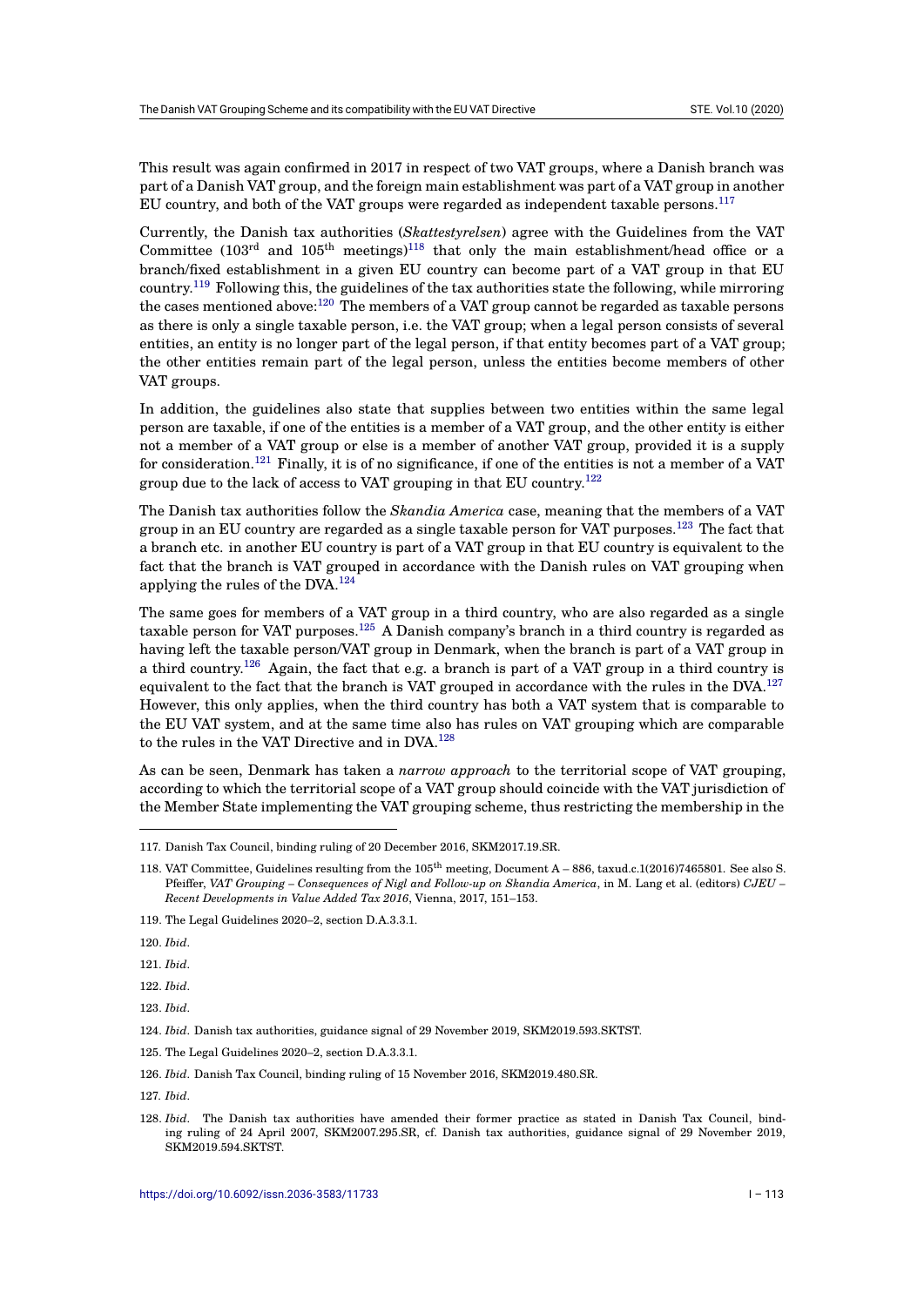This result was again confirmed in 2017 in respect of two VAT groups, where a Danish branch was part of a Danish VAT group, and the foreign main establishment was part of a VAT group in another EU country, and both of the VAT groups were regarded as independent taxable persons.[117]

Currently, the Danish tax authorities (*Skattestyrelsen*) agree with the Guidelines from the VAT Committee (103rd and 105th meetings)[118] that only the main establishment/head office or a branch/fixed establishment in a given EU country can become part of a VAT group in that EU country.[119] Following this, the guidelines of the tax authorities state the following, while mirroring the cases mentioned above:[120] The members of a VAT group cannot be regarded as taxable persons as there is only a single taxable person, i.e. the VAT group; when a legal person consists of several entities, an entity is no longer part of the legal person, if that entity becomes part of a VAT group; the other entities remain part of the legal person, unless the entities become members of other VAT groups.

In addition, the guidelines also state that supplies between two entities within the same legal person are taxable, if one of the entities is a member of a VAT group, and the other entity is either not a member of a VAT group or else is a member of another VAT group, provided it is a supply for consideration.[121] Finally, it is of no significance, if one of the entities is not a member of a VAT group due to the lack of access to VAT grouping in that EU country.[122]

The Danish tax authorities follow the *Skandia America* case, meaning that the members of a VAT group in an EU country are regarded as a single taxable person for VAT purposes.[123] The fact that a branch etc. in another EU country is part of a VAT group in that EU country is equivalent to the fact that the branch is VAT grouped in accordance with the Danish rules on VAT grouping when applying the rules of the DVA.[124]

The same goes for members of a VAT group in a third country, who are also regarded as a single taxable person for VAT purposes.[125] A Danish company's branch in a third country is regarded as having left the taxable person/VAT group in Denmark, when the branch is part of a VAT group in a third country.[126] Again, the fact that e.g. a branch is part of a VAT group in a third country is equivalent to the fact that the branch is VAT grouped in accordance with the rules in the DVA.[127] However, this only applies, when the third country has both a VAT system that is comparable to the EU VAT system, and at the same time also has rules on VAT grouping which are comparable to the rules in the VAT Directive and in DVA.[128]

As can be seen, Denmark has taken a *narrow approach* to the territorial scope of VAT grouping, according to which the territorial scope of a VAT group should coincide with the VAT jurisdiction of the Member State implementing the VAT grouping scheme, thus restricting the membership in the

---

117. Danish Tax Council, binding ruling of 20 December 2016, SKM2017.19.SR.

118. VAT Committee, Guidelines resulting from the 105th meeting, Document A – 886, taxud.c.1(2016)7465801. See also S. Pfeiffer, *VAT Grouping – Consequences of Nigl and Follow-up on Skandia America*, in M. Lang et al. (editors) *CJEU – Recent Developments in Value Added Tax 2016*, Vienna, 2017, 151–153.

119. The Legal Guidelines 2020–2, section D.A.3.3.1.

120. *Ibid*.

121. *Ibid*.

122. *Ibid*.

123. *Ibid*.

124. *Ibid*. Danish tax authorities, guidance signal of 29 November 2019, SKM2019.593.SKTST.

125. The Legal Guidelines 2020–2, section D.A.3.3.1.

126. *Ibid*. Danish Tax Council, binding ruling of 15 November 2016, SKM2019.480.SR.

127. *Ibid*.

128. *Ibid*. The Danish tax authorities have amended their former practice as stated in Danish Tax Council, binding ruling of 24 April 2007, SKM2007.295.SR, cf. Danish tax authorities, guidance signal of 29 November 2019, SKM2019.594.SKTST.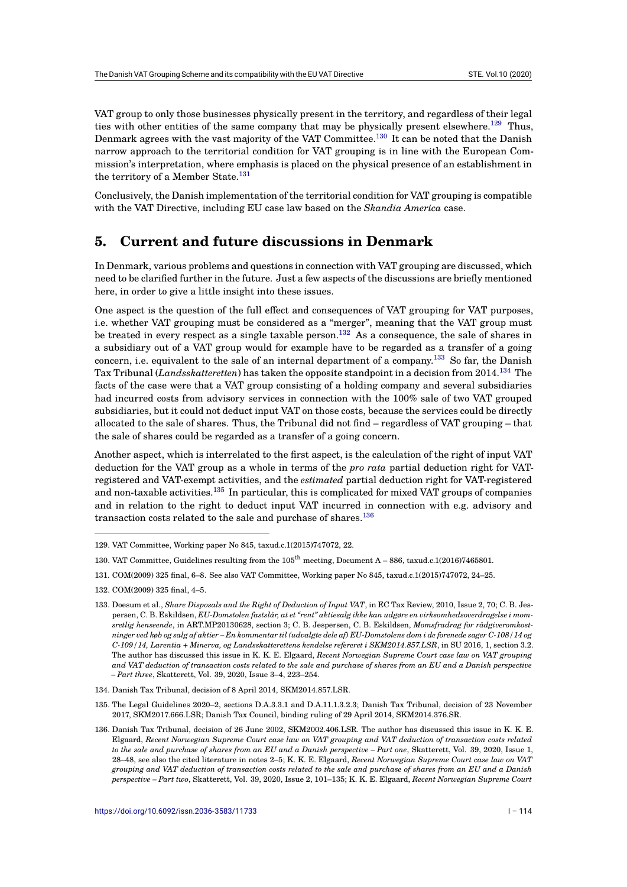VAT group to only those businesses physically present in the territory, and regardless of their legal ties with other entities of the same company that may be physically present elsewhere.[129] Thus, Denmark agrees with the vast majority of the VAT Committee.[130] It can be noted that the Danish narrow approach to the territorial condition for VAT grouping is in line with the European Commission's interpretation, where emphasis is placed on the physical presence of an establishment in the territory of a Member State.[131]

Conclusively, the Danish implementation of the territorial condition for VAT grouping is compatible with the VAT Directive, including EU case law based on the *Skandia America* case.

## 5. Current and future discussions in Denmark

In Denmark, various problems and questions in connection with VAT grouping are discussed, which need to be clarified further in the future. Just a few aspects of the discussions are briefly mentioned here, in order to give a little insight into these issues.

One aspect is the question of the full effect and consequences of VAT grouping for VAT purposes, i.e. whether VAT grouping must be considered as a "merger", meaning that the VAT group must be treated in every respect as a single taxable person.[132] As a consequence, the sale of shares in a subsidiary out of a VAT group would for example have to be regarded as a transfer of a going concern, i.e. equivalent to the sale of an internal department of a company.[133] So far, the Danish Tax Tribunal (*Landsskatteretten*) has taken the opposite standpoint in a decision from 2014.[134] The facts of the case were that a VAT group consisting of a holding company and several subsidiaries had incurred costs from advisory services in connection with the 100% sale of two VAT grouped subsidiaries, but it could not deduct input VAT on those costs, because the services could be directly allocated to the sale of shares. Thus, the Tribunal did not find – regardless of VAT grouping – that the sale of shares could be regarded as a transfer of a going concern.

Another aspect, which is interrelated to the first aspect, is the calculation of the right of input VAT deduction for the VAT group as a whole in terms of the *pro rata* partial deduction right for VAT-registered and VAT-exempt activities, and the *estimated* partial deduction right for VAT-registered and non-taxable activities.[135] In particular, this is complicated for mixed VAT groups of companies and in relation to the right to deduct input VAT incurred in connection with e.g. advisory and transaction costs related to the sale and purchase of shares.[136]

---

129. VAT Committee, Working paper No 845, taxud.c.1(2015)747072, 22.

130. VAT Committee, Guidelines resulting from the 105th meeting, Document A – 886, taxud.c.1(2016)7465801.

131. COM(2009) 325 final, 6–8. See also VAT Committee, Working paper No 845, taxud.c.1(2015)747072, 24–25.

132. COM(2009) 325 final, 4–5.

133. Doesum et al., *Share Disposals and the Right of Deduction of Input VAT*, in EC Tax Review, 2010, Issue 2, 70; C. B. Jespersen, C. B. Eskildsen, *EU-Domstolen fastslår, at et "rent" aktieselag ikke kan udgøre en virksomhedsoverdragelse i momsretlig henseende*, in ART.MP20130628, section 3; C. B. Jespersen, C. B. Eskildsen, *Momsfradrag for rådgiveromkostninger ved køb og salg af aktier – En kommentar til (udvalgte dele af) EU-Domstolens dom i de forenede sager C-108/14 og C-109/14, Larentia + Minerva, og Landsskatterettens kendelse refereret i SKM2014.857.LSR*, in SU 2016, 1, section 3.2. The author has discussed this issue in K. K. E. Elgaard, *Recent Norwegian Supreme Court case law on VAT grouping and VAT deduction of transaction costs related to the sale and purchase of shares from an EU and a Danish perspective – Part three*, Skatterett, Vol. 39, 2020, Issue 3–4, 223–254.

134. Danish Tax Tribunal, decision of 8 April 2014, SKM2014.857.LSR.

135. The Legal Guidelines 2020–2, sections D.A.3.3.1 and D.A.11.1.3.2.3; Danish Tax Tribunal, decision of 23 November 2017, SKM2017.666.LSR; Danish Tax Council, binding ruling of 29 April 2014, SKM2014.376.SR.

136. Danish Tax Tribunal, decision of 26 June 2002, SKM2002.406.LSR. The author has discussed this issue in K. K. E. Elgaard, *Recent Norwegian Supreme Court case law on VAT grouping and VAT deduction of transaction costs related to the sale and purchase of shares from an EU and a Danish perspective – Part one*, Skatterett, Vol. 39, 2020, Issue 1, 28–48, see also the cited literature in notes 2–5; K. K. E. Elgaard, *Recent Norwegian Supreme Court case law on VAT grouping and VAT deduction of transaction costs related to the sale and purchase of shares from an EU and a Danish perspective – Part two*, Skatterett, Vol. 39, 2020, Issue 2, 101–135; K. K. E. Elgaard, *Recent Norwegian Supreme Court*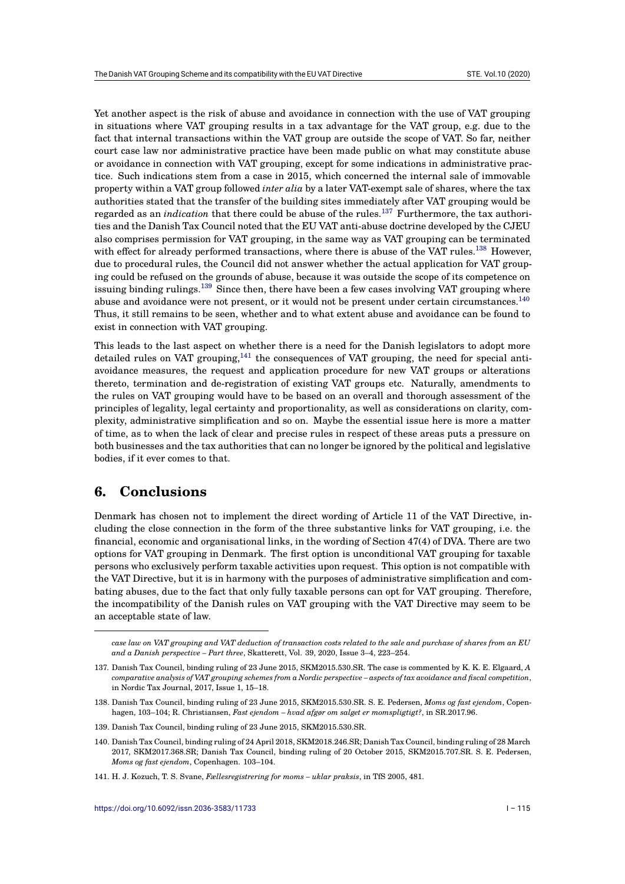Yet another aspect is the risk of abuse and avoidance in connection with the use of VAT grouping in situations where VAT grouping results in a tax advantage for the VAT group, e.g. due to the fact that internal transactions within the VAT group are outside the scope of VAT. So far, neither court case law nor administrative practice have been made public on what may constitute abuse or avoidance in connection with VAT grouping, except for some indications in administrative practice. Such indications stem from a case in 2015, which concerned the internal sale of immovable property within a VAT group followed *inter alia* by a later VAT-exempt sale of shares, where the tax authorities stated that the transfer of the building sites immediately after VAT grouping would be regarded as an *indication* that there could be abuse of the rules.[137] Furthermore, the tax authorities and the Danish Tax Council noted that the EU VAT anti-abuse doctrine developed by the CJEU also comprises permission for VAT grouping, in the same way as VAT grouping can be terminated with effect for already performed transactions, where there is abuse of the VAT rules.[138] However, due to procedural rules, the Council did not answer whether the actual application for VAT grouping could be refused on the grounds of abuse, because it was outside the scope of its competence on issuing binding rulings.[139] Since then, there have been a few cases involving VAT grouping where abuse and avoidance were not present, or it would not be present under certain circumstances.[140] Thus, it still remains to be seen, whether and to what extent abuse and avoidance can be found to exist in connection with VAT grouping.

This leads to the last aspect on whether there is a need for the Danish legislators to adopt more detailed rules on VAT grouping,[141] the consequences of VAT grouping, the need for special anti-avoidance measures, the request and application procedure for new VAT groups or alterations thereto, termination and de-registration of existing VAT groups etc. Naturally, amendments to the rules on VAT grouping would have to be based on an overall and thorough assessment of the principles of legality, legal certainty and proportionality, as well as considerations on clarity, complexity, administrative simplification and so on. Maybe the essential issue here is more a matter of time, as to when the lack of clear and precise rules in respect of these areas puts a pressure on both businesses and the tax authorities that can no longer be ignored by the political and legislative bodies, if it ever comes to that.

## 6. Conclusions

Denmark has chosen not to implement the direct wording of Article 11 of the VAT Directive, including the close connection in the form of the three substantive links for VAT grouping, i.e. the financial, economic and organisational links, in the wording of Section 47(4) of DVA. There are two options for VAT grouping in Denmark. The first option is unconditional VAT grouping for taxable persons who exclusively perform taxable activities upon request. This option is not compatible with the VAT Directive, but it is in harmony with the purposes of administrative simplification and combating abuses, due to the fact that only fully taxable persons can opt for VAT grouping. Therefore, the incompatibility of the Danish rules on VAT grouping with the VAT Directive may seem to be an acceptable state of law.

---

*case law on VAT grouping and VAT deduction of transaction costs related to the sale and purchase of shares from an EU and a Danish perspective – Part three*, Skatterett, Vol. 39, 2020, Issue 3–4, 223–254.

137. Danish Tax Council, binding ruling of 23 June 2015, SKM2015.530.SR. The case is commented by K. K. E. Elgaard, *A comparative analysis of VAT grouping schemes from a Nordic perspective – aspects of tax avoidance and fiscal competition*, in Nordic Tax Journal, 2017, Issue 1, 15–18.

138. Danish Tax Council, binding ruling of 23 June 2015, SKM2015.530.SR. S. E. Pedersen, *Moms og fast ejendom*, Copenhagen, 103–104; R. Christiansen, *Fast ejendom – hvad afgør om salget er momspligtigt?*, in SR.2017.96.

139. Danish Tax Council, binding ruling of 23 June 2015, SKM2015.530.SR.

140. Danish Tax Council, binding ruling of 24 April 2018, SKM2018.246.SR; Danish Tax Council, binding ruling of 28 March 2017, SKM2017.368.SR; Danish Tax Council, binding ruling of 20 October 2015, SKM2015.707.SR. S. E. Pedersen, *Moms og fast ejendom*, Copenhagen. 103–104.

141. H. J. Kozuch, T. S. Svane, *Fællesregistrering for moms – uklar praksis*, in TfS 2005, 481.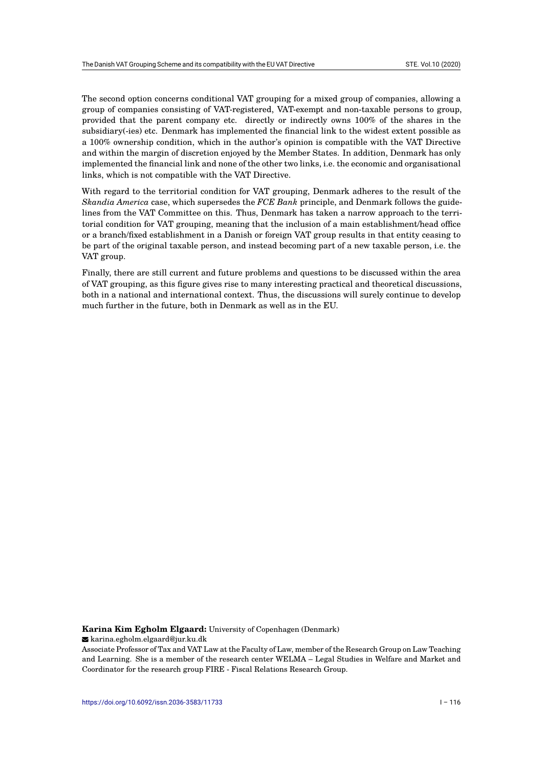The second option concerns conditional VAT grouping for a mixed group of companies, allowing a group of companies consisting of VAT-registered, VAT-exempt and non-taxable persons to group, provided that the parent company etc. directly or indirectly owns 100% of the shares in the subsidiary(-ies) etc. Denmark has implemented the financial link to the widest extent possible as a 100% ownership condition, which in the author's opinion is compatible with the VAT Directive and within the margin of discretion enjoyed by the Member States. In addition, Denmark has only implemented the financial link and none of the other two links, i.e. the economic and organisational links, which is not compatible with the VAT Directive.

With regard to the territorial condition for VAT grouping, Denmark adheres to the result of the *Skandia America* case, which supersedes the *FCE Bank* principle, and Denmark follows the guidelines from the VAT Committee on this. Thus, Denmark has taken a narrow approach to the territorial condition for VAT grouping, meaning that the inclusion of a main establishment/head office or a branch/fixed establishment in a Danish or foreign VAT group results in that entity ceasing to be part of the original taxable person, and instead becoming part of a new taxable person, i.e. the VAT group.

Finally, there are still current and future problems and questions to be discussed within the area of VAT grouping, as this figure gives rise to many interesting practical and theoretical discussions, both in a national and international context. Thus, the discussions will surely continue to develop much further in the future, both in Denmark as well as in the EU.

**Karina Kim Egholm Elgaard:** University of Copenhagen (Denmark)

karina.egholm.elgaard@jur.ku.dk

Associate Professor of Tax and VAT Law at the Faculty of Law, member of the Research Group on Law Teaching and Learning. She is a member of the research center WELMA – Legal Studies in Welfare and Market and Coordinator for the research group FIRE - Fiscal Relations Research Group.